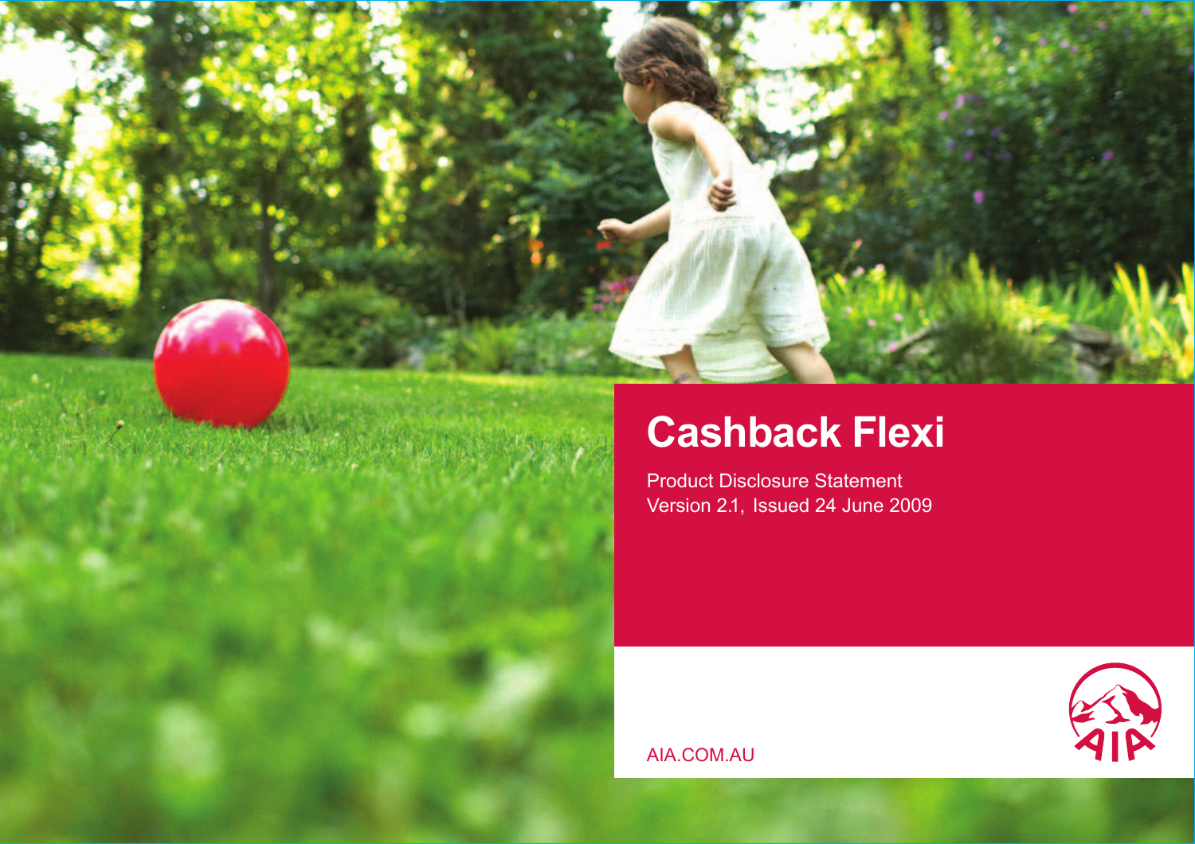# Cashback Flexi

Product Disclosure Statement
Version 2.1, Issued 24 June 2009

AIA.COM.AU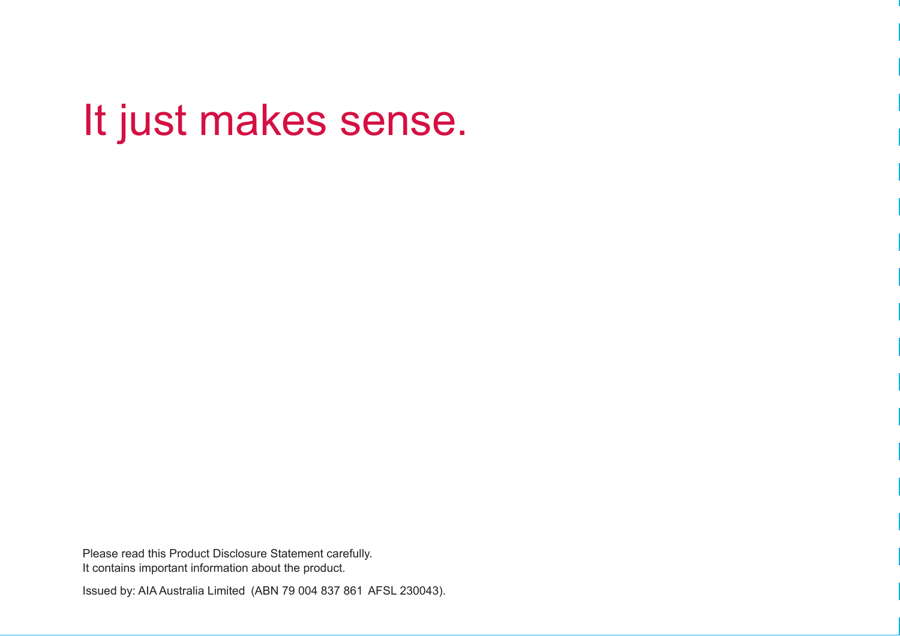# It just makes sense.

Please read this Product Disclosure Statement carefully.
It contains important information about the product.

Issued by: AIA Australia Limited (ABN 79 004 837 861 AFSL 230043).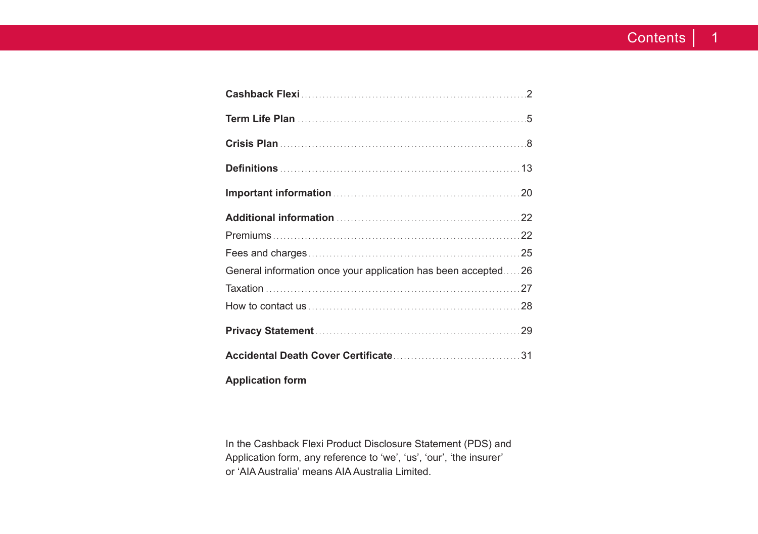# Contents

| | |
|---|---|
| **Cashback Flexi** | 2 |
| **Term Life Plan** | 5 |
| **Crisis Plan** | 8 |
| **Definitions** | 13 |
| **Important information** | 20 |
| **Additional information** | 22 |
| Premiums | 22 |
| Fees and charges | 25 |
| General information once your application has been accepted | 26 |
| Taxation | 27 |
| How to contact us | 28 |
| **Privacy Statement** | 29 |
| **Accidental Death Cover Certificate** | 31 |
| **Application form** | |

In the Cashback Flexi Product Disclosure Statement (PDS) and Application form, any reference to 'we', 'us', 'our', 'the insurer' or 'AIA Australia' means AIA Australia Limited.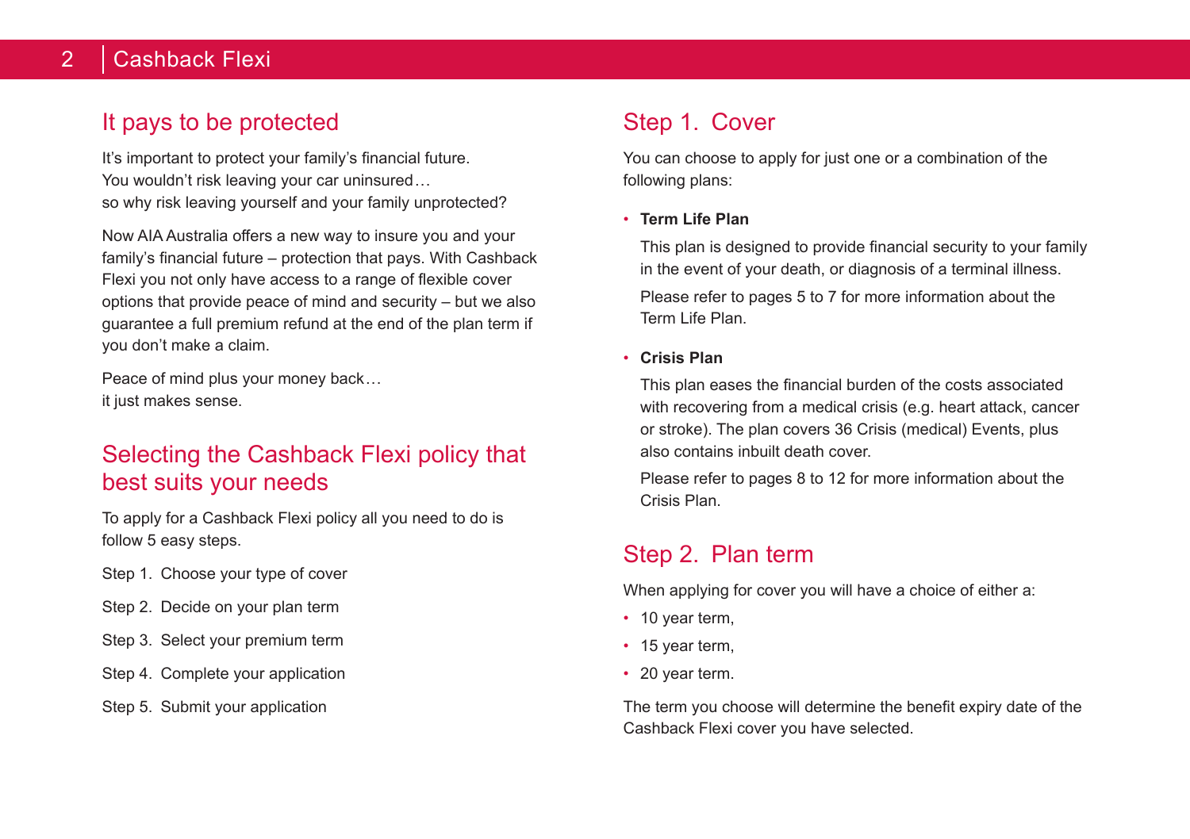## It pays to be protected

It's important to protect your family's financial future.
You wouldn't risk leaving your car uninsured…
so why risk leaving yourself and your family unprotected?

Now AIA Australia offers a new way to insure you and your family's financial future – protection that pays. With Cashback Flexi you not only have access to a range of flexible cover options that provide peace of mind and security – but we also guarantee a full premium refund at the end of the plan term if you don't make a claim.

Peace of mind plus your money back…
it just makes sense.

## Selecting the Cashback Flexi policy that best suits your needs

To apply for a Cashback Flexi policy all you need to do is follow 5 easy steps.

Step 1. Choose your type of cover

Step 2. Decide on your plan term

Step 3. Select your premium term

Step 4. Complete your application

Step 5. Submit your application

## Step 1. Cover

You can choose to apply for just one or a combination of the following plans:

- **Term Life Plan**

  This plan is designed to provide financial security to your family in the event of your death, or diagnosis of a terminal illness.

  Please refer to pages 5 to 7 for more information about the Term Life Plan.

- **Crisis Plan**

  This plan eases the financial burden of the costs associated with recovering from a medical crisis (e.g. heart attack, cancer or stroke). The plan covers 36 Crisis (medical) Events, plus also contains inbuilt death cover.

  Please refer to pages 8 to 12 for more information about the Crisis Plan.

## Step 2. Plan term

When applying for cover you will have a choice of either a:

- 10 year term,
- 15 year term,
- 20 year term.

The term you choose will determine the benefit expiry date of the Cashback Flexi cover you have selected.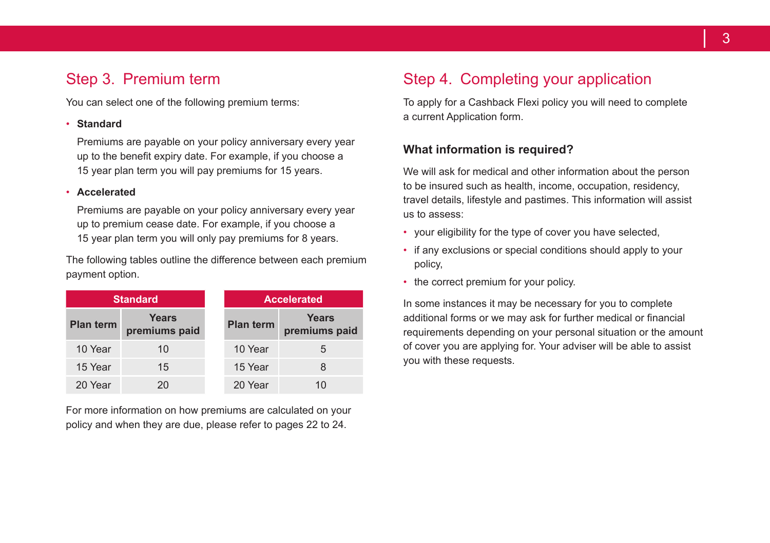## Step 3. Premium term

You can select one of the following premium terms:

- **Standard**

  Premiums are payable on your policy anniversary every year up to the benefit expiry date. For example, if you choose a 15 year plan term you will pay premiums for 15 years.

- **Accelerated**

  Premiums are payable on your policy anniversary every year up to premium cease date. For example, if you choose a 15 year plan term you will only pay premiums for 8 years.

The following tables outline the difference between each premium payment option.

| Standard | |
|---|---|
| **Plan term** | **Years premiums paid** |
| 10 Year | 10 |
| 15 Year | 15 |
| 20 Year | 20 |

| Accelerated | |
|---|---|
| **Plan term** | **Years premiums paid** |
| 10 Year | 5 |
| 15 Year | 8 |
| 20 Year | 10 |

For more information on how premiums are calculated on your policy and when they are due, please refer to pages 22 to 24.

## Step 4. Completing your application

To apply for a Cashback Flexi policy you will need to complete a current Application form.

### What information is required?

We will ask for medical and other information about the person to be insured such as health, income, occupation, residency, travel details, lifestyle and pastimes. This information will assist us to assess:

- your eligibility for the type of cover you have selected,
- if any exclusions or special conditions should apply to your policy,
- the correct premium for your policy.

In some instances it may be necessary for you to complete additional forms or we may ask for further medical or financial requirements depending on your personal situation or the amount of cover you are applying for. Your adviser will be able to assist you with these requests.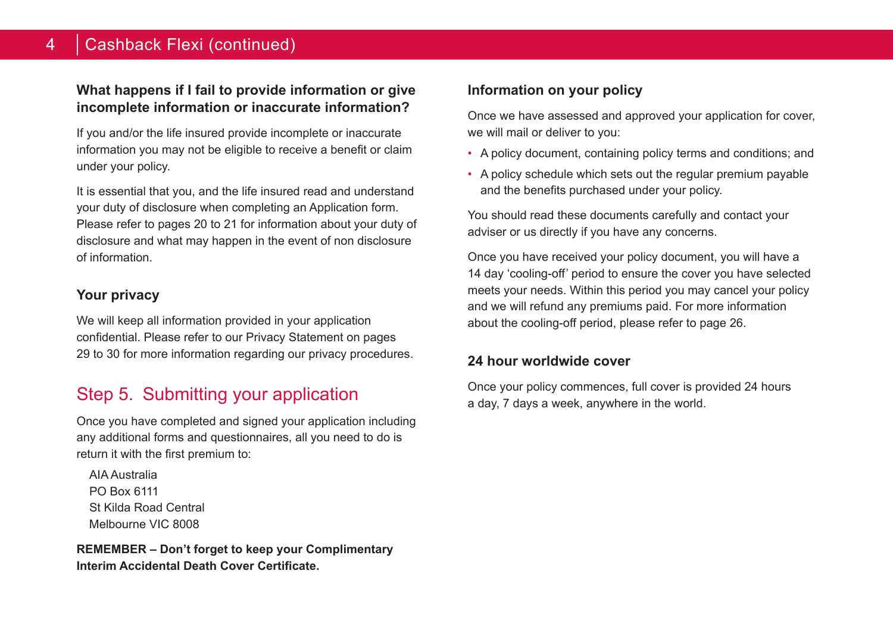### What happens if I fail to provide information or give incomplete information or inaccurate information?

If you and/or the life insured provide incomplete or inaccurate information you may not be eligible to receive a benefit or claim under your policy.

It is essential that you, and the life insured read and understand your duty of disclosure when completing an Application form. Please refer to pages 20 to 21 for information about your duty of disclosure and what may happen in the event of non disclosure of information.

### Your privacy

We will keep all information provided in your application confidential. Please refer to our Privacy Statement on pages 29 to 30 for more information regarding our privacy procedures.

## Step 5. Submitting your application

Once you have completed and signed your application including any additional forms and questionnaires, all you need to do is return it with the first premium to:

AIA Australia
PO Box 6111
St Kilda Road Central
Melbourne VIC 8008

**REMEMBER – Don't forget to keep your Complimentary Interim Accidental Death Cover Certificate.**

### Information on your policy

Once we have assessed and approved your application for cover, we will mail or deliver to you:

- A policy document, containing policy terms and conditions; and
- A policy schedule which sets out the regular premium payable and the benefits purchased under your policy.

You should read these documents carefully and contact your adviser or us directly if you have any concerns.

Once you have received your policy document, you will have a 14 day 'cooling-off' period to ensure the cover you have selected meets your needs. Within this period you may cancel your policy and we will refund any premiums paid. For more information about the cooling-off period, please refer to page 26.

### 24 hour worldwide cover

Once your policy commences, full cover is provided 24 hours a day, 7 days a week, anywhere in the world.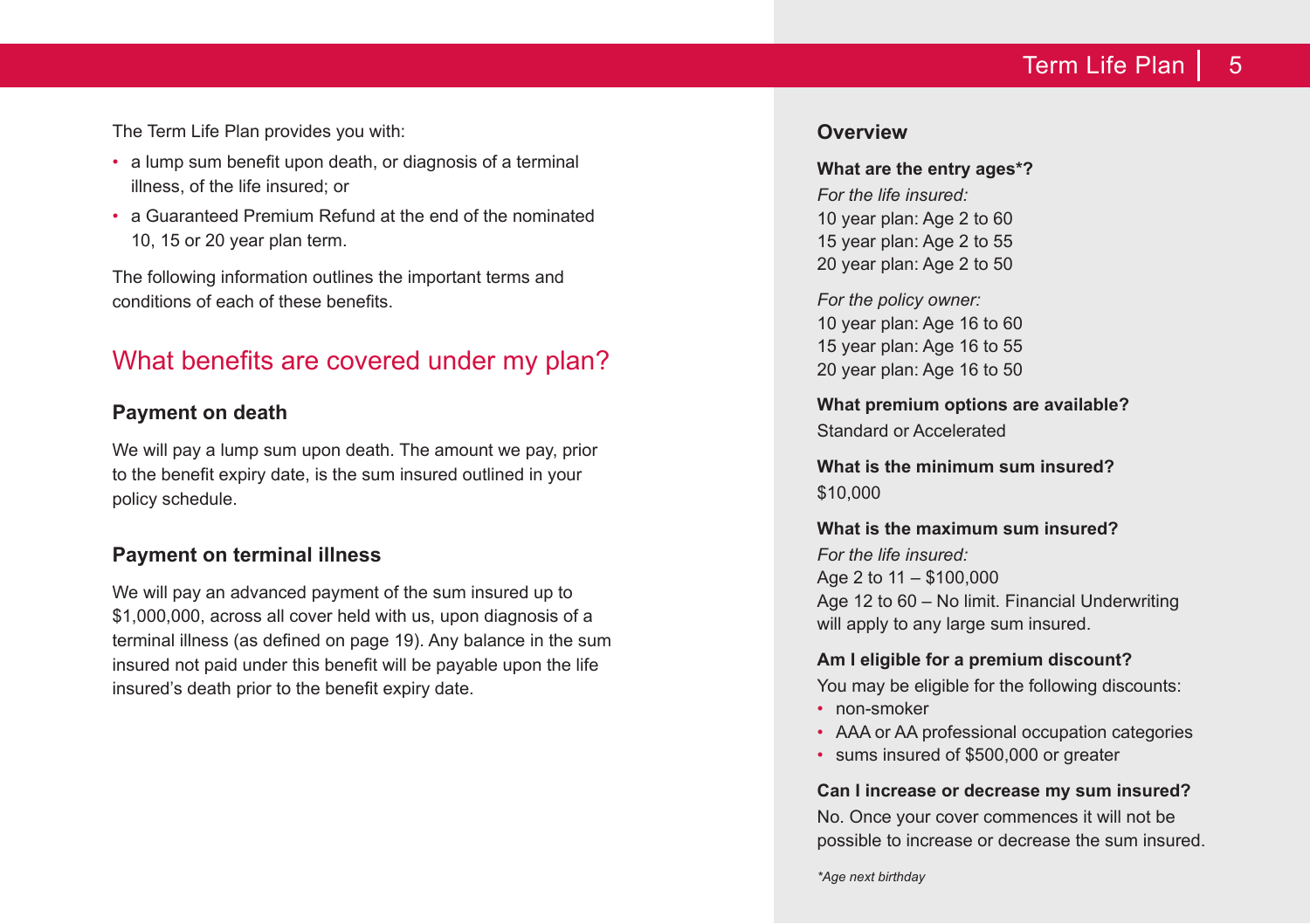The Term Life Plan provides you with:

- a lump sum benefit upon death, or diagnosis of a terminal illness, of the life insured; or
- a Guaranteed Premium Refund at the end of the nominated 10, 15 or 20 year plan term.

The following information outlines the important terms and conditions of each of these benefits.

## What benefits are covered under my plan?

### Payment on death

We will pay a lump sum upon death. The amount we pay, prior to the benefit expiry date, is the sum insured outlined in your policy schedule.

### Payment on terminal illness

We will pay an advanced payment of the sum insured up to $1,000,000, across all cover held with us, upon diagnosis of a terminal illness (as defined on page 19). Any balance in the sum insured not paid under this benefit will be payable upon the life insured's death prior to the benefit expiry date.

### Overview

**What are the entry ages*?**

*For the life insured:*
10 year plan: Age 2 to 60
15 year plan: Age 2 to 55
20 year plan: Age 2 to 50

*For the policy owner:*
10 year plan: Age 16 to 60
15 year plan: Age 16 to 55
20 year plan: Age 16 to 50

**What premium options are available?**

Standard or Accelerated

**What is the minimum sum insured?**

$10,000

**What is the maximum sum insured?**

*For the life insured:*
Age 2 to 11 – $100,000
Age 12 to 60 – No limit. Financial Underwriting will apply to any large sum insured.

**Am I eligible for a premium discount?**

You may be eligible for the following discounts:

- non-smoker
- AAA or AA professional occupation categories
- sums insured of $500,000 or greater

**Can I increase or decrease my sum insured?**

No. Once your cover commences it will not be possible to increase or decrease the sum insured.

*\*Age next birthday*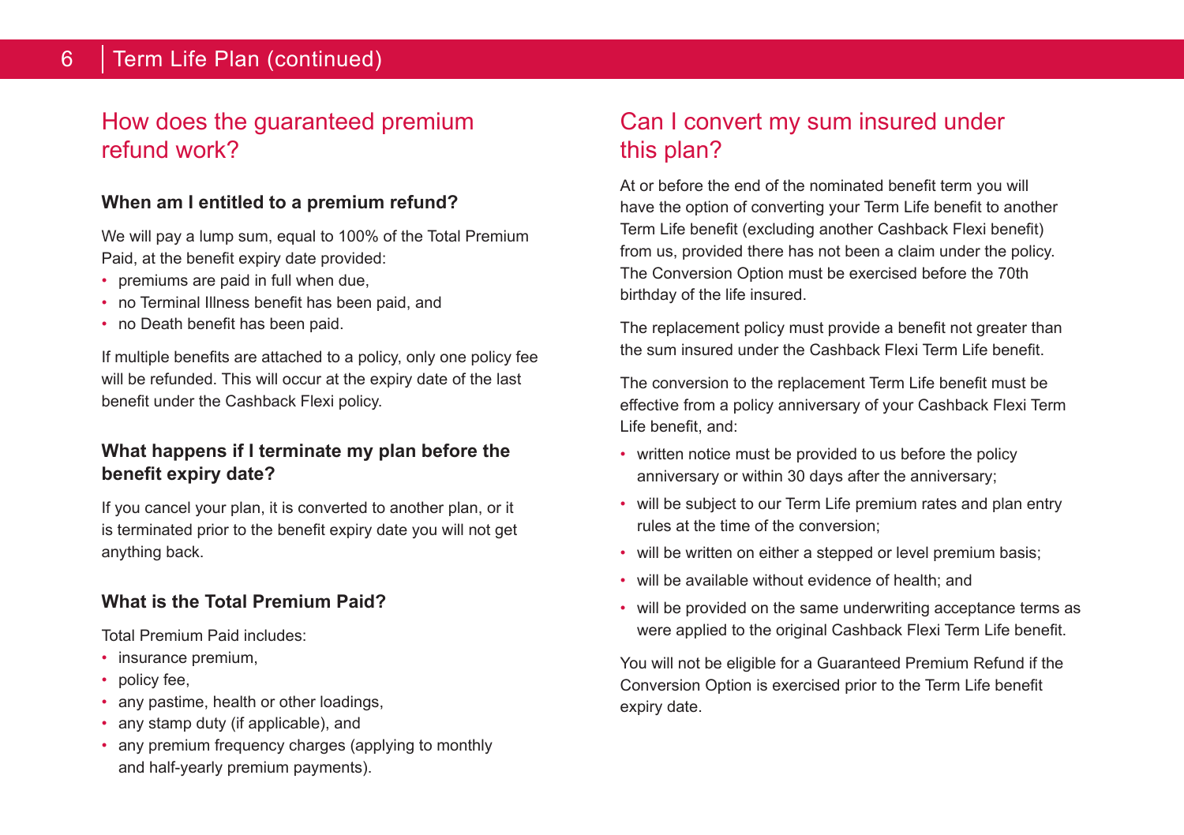## How does the guaranteed premium refund work?

### When am I entitled to a premium refund?

We will pay a lump sum, equal to 100% of the Total Premium Paid, at the benefit expiry date provided:

- premiums are paid in full when due,
- no Terminal Illness benefit has been paid, and
- no Death benefit has been paid.

If multiple benefits are attached to a policy, only one policy fee will be refunded. This will occur at the expiry date of the last benefit under the Cashback Flexi policy.

### What happens if I terminate my plan before the benefit expiry date?

If you cancel your plan, it is converted to another plan, or it is terminated prior to the benefit expiry date you will not get anything back.

### What is the Total Premium Paid?

Total Premium Paid includes:

- insurance premium,
- policy fee,
- any pastime, health or other loadings,
- any stamp duty (if applicable), and
- any premium frequency charges (applying to monthly and half-yearly premium payments).

## Can I convert my sum insured under this plan?

At or before the end of the nominated benefit term you will have the option of converting your Term Life benefit to another Term Life benefit (excluding another Cashback Flexi benefit) from us, provided there has not been a claim under the policy. The Conversion Option must be exercised before the 70th birthday of the life insured.

The replacement policy must provide a benefit not greater than the sum insured under the Cashback Flexi Term Life benefit.

The conversion to the replacement Term Life benefit must be effective from a policy anniversary of your Cashback Flexi Term Life benefit, and:

- written notice must be provided to us before the policy anniversary or within 30 days after the anniversary;
- will be subject to our Term Life premium rates and plan entry rules at the time of the conversion;
- will be written on either a stepped or level premium basis;
- will be available without evidence of health; and
- will be provided on the same underwriting acceptance terms as were applied to the original Cashback Flexi Term Life benefit.

You will not be eligible for a Guaranteed Premium Refund if the Conversion Option is exercised prior to the Term Life benefit expiry date.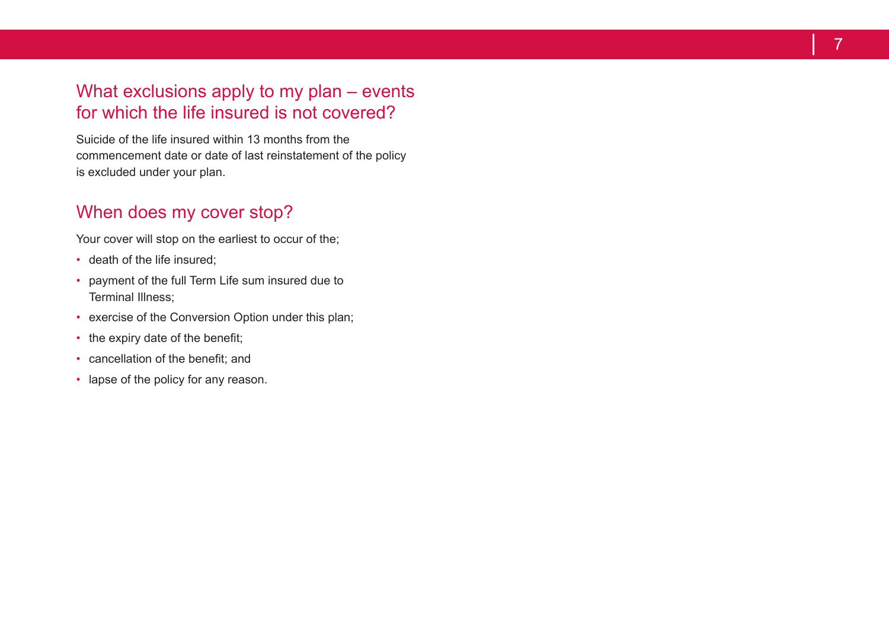## What exclusions apply to my plan – events for which the life insured is not covered?

Suicide of the life insured within 13 months from the commencement date or date of last reinstatement of the policy is excluded under your plan.

## When does my cover stop?

Your cover will stop on the earliest to occur of the;

- death of the life insured;
- payment of the full Term Life sum insured due to Terminal Illness;
- exercise of the Conversion Option under this plan;
- the expiry date of the benefit;
- cancellation of the benefit; and
- lapse of the policy for any reason.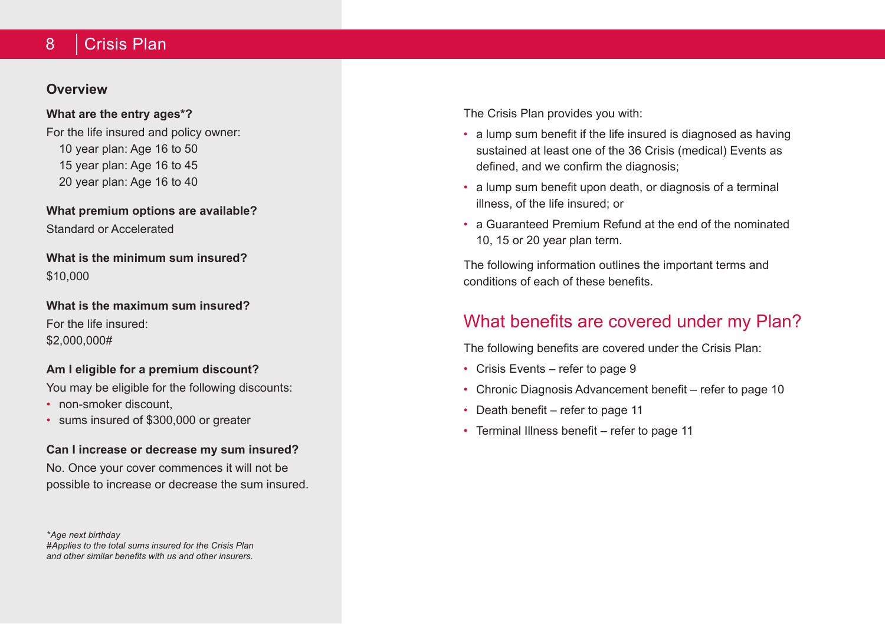## Overview

**What are the entry ages*?**

For the life insured and policy owner:

10 year plan: Age 16 to 50
15 year plan: Age 16 to 45
20 year plan: Age 16 to 40

**What premium options are available?**

Standard or Accelerated

**What is the minimum sum insured?**

$10,000

**What is the maximum sum insured?**

For the life insured:
$2,000,000#

**Am I eligible for a premium discount?**

You may be eligible for the following discounts:

- non-smoker discount,
- sums insured of $300,000 or greater

**Can I increase or decrease my sum insured?**

No. Once your cover commences it will not be possible to increase or decrease the sum insured.

*\*Age next birthday*
*#Applies to the total sums insured for the Crisis Plan and other similar benefits with us and other insurers.*

The Crisis Plan provides you with:

- a lump sum benefit if the life insured is diagnosed as having sustained at least one of the 36 Crisis (medical) Events as defined, and we confirm the diagnosis;
- a lump sum benefit upon death, or diagnosis of a terminal illness, of the life insured; or
- a Guaranteed Premium Refund at the end of the nominated 10, 15 or 20 year plan term.

The following information outlines the important terms and conditions of each of these benefits.

## What benefits are covered under my Plan?

The following benefits are covered under the Crisis Plan:

- Crisis Events – refer to page 9
- Chronic Diagnosis Advancement benefit – refer to page 10
- Death benefit – refer to page 11
- Terminal Illness benefit – refer to page 11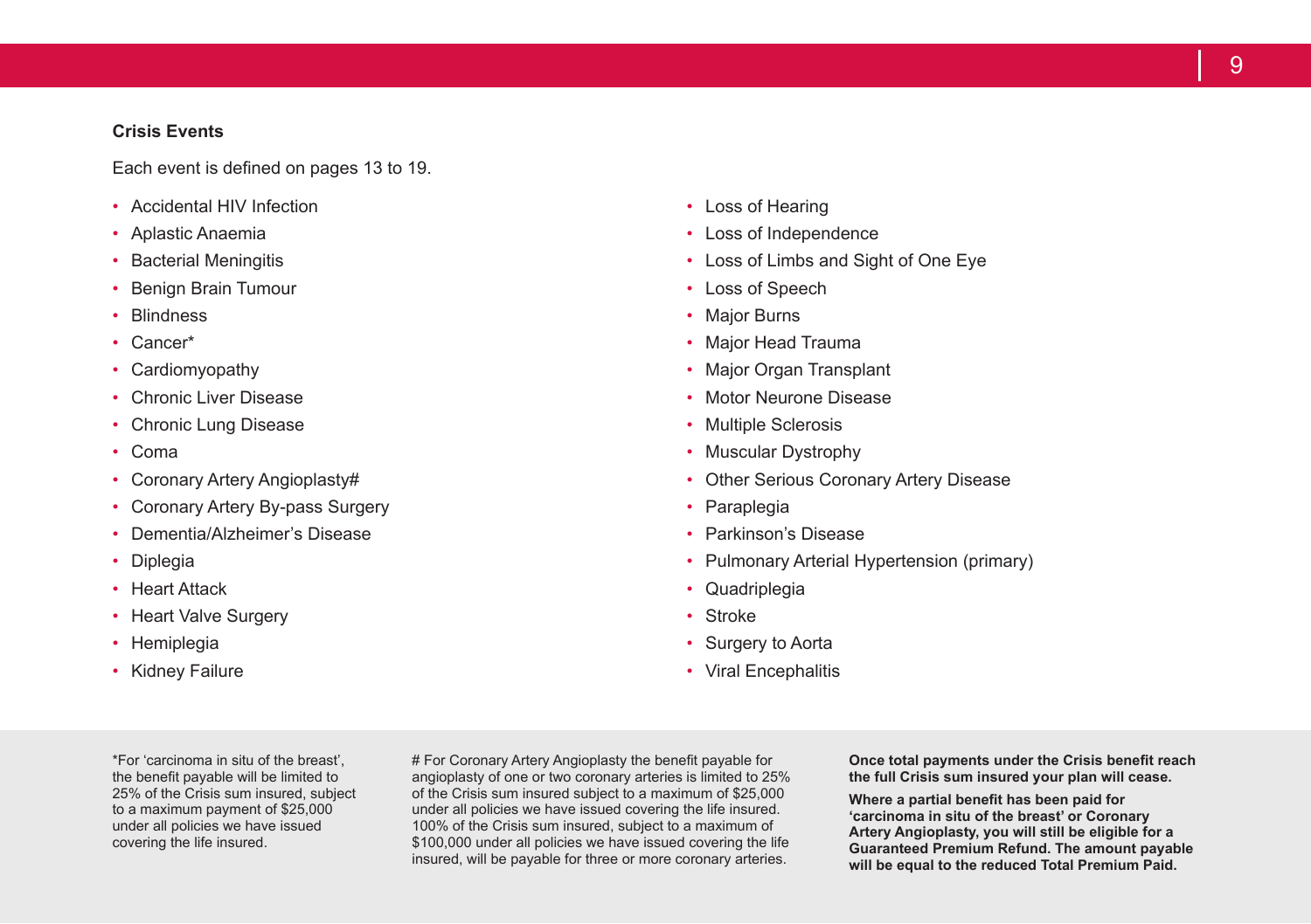**Crisis Events**

Each event is defined on pages 13 to 19.

- Accidental HIV Infection
- Aplastic Anaemia
- Bacterial Meningitis
- Benign Brain Tumour
- Blindness
- Cancer*
- Cardiomyopathy
- Chronic Liver Disease
- Chronic Lung Disease
- Coma
- Coronary Artery Angioplasty#
- Coronary Artery By-pass Surgery
- Dementia/Alzheimer's Disease
- Diplegia
- Heart Attack
- Heart Valve Surgery
- Hemiplegia
- Kidney Failure
- Loss of Hearing
- Loss of Independence
- Loss of Limbs and Sight of One Eye
- Loss of Speech
- Major Burns
- Major Head Trauma
- Major Organ Transplant
- Motor Neurone Disease
- Multiple Sclerosis
- Muscular Dystrophy
- Other Serious Coronary Artery Disease
- Paraplegia
- Parkinson's Disease
- Pulmonary Arterial Hypertension (primary)
- Quadriplegia
- Stroke
- Surgery to Aorta
- Viral Encephalitis

*For 'carcinoma in situ of the breast', the benefit payable will be limited to 25% of the Crisis sum insured, subject to a maximum payment of $25,000 under all policies we have issued covering the life insured.

# For Coronary Artery Angioplasty the benefit payable for angioplasty of one or two coronary arteries is limited to 25% of the Crisis sum insured subject to a maximum of $25,000 under all policies we have issued covering the life insured. 100% of the Crisis sum insured, subject to a maximum of $100,000 under all policies we have issued covering the life insured, will be payable for three or more coronary arteries.

**Once total payments under the Crisis benefit reach the full Crisis sum insured your plan will cease.**

**Where a partial benefit has been paid for 'carcinoma in situ of the breast' or Coronary Artery Angioplasty, you will still be eligible for a Guaranteed Premium Refund. The amount payable will be equal to the reduced Total Premium Paid.**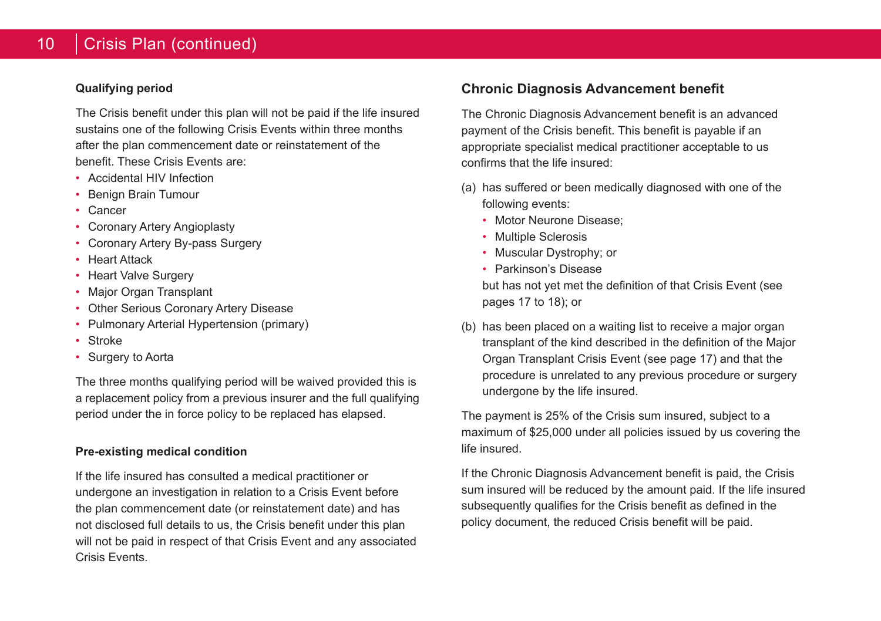### Qualifying period

The Crisis benefit under this plan will not be paid if the life insured sustains one of the following Crisis Events within three months after the plan commencement date or reinstatement of the benefit. These Crisis Events are:

- Accidental HIV Infection
- Benign Brain Tumour
- Cancer
- Coronary Artery Angioplasty
- Coronary Artery By-pass Surgery
- Heart Attack
- Heart Valve Surgery
- Major Organ Transplant
- Other Serious Coronary Artery Disease
- Pulmonary Arterial Hypertension (primary)
- Stroke
- Surgery to Aorta

The three months qualifying period will be waived provided this is a replacement policy from a previous insurer and the full qualifying period under the in force policy to be replaced has elapsed.

### Pre-existing medical condition

If the life insured has consulted a medical practitioner or undergone an investigation in relation to a Crisis Event before the plan commencement date (or reinstatement date) and has not disclosed full details to us, the Crisis benefit under this plan will not be paid in respect of that Crisis Event and any associated Crisis Events.

## Chronic Diagnosis Advancement benefit

The Chronic Diagnosis Advancement benefit is an advanced payment of the Crisis benefit. This benefit is payable if an appropriate specialist medical practitioner acceptable to us confirms that the life insured:

(a) has suffered or been medically diagnosed with one of the following events:
   - Motor Neurone Disease;
   - Multiple Sclerosis
   - Muscular Dystrophy; or
   - Parkinson's Disease

   but has not yet met the definition of that Crisis Event (see pages 17 to 18); or

(b) has been placed on a waiting list to receive a major organ transplant of the kind described in the definition of the Major Organ Transplant Crisis Event (see page 17) and that the procedure is unrelated to any previous procedure or surgery undergone by the life insured.

The payment is 25% of the Crisis sum insured, subject to a maximum of $25,000 under all policies issued by us covering the life insured.

If the Chronic Diagnosis Advancement benefit is paid, the Crisis sum insured will be reduced by the amount paid. If the life insured subsequently qualifies for the Crisis benefit as defined in the policy document, the reduced Crisis benefit will be paid.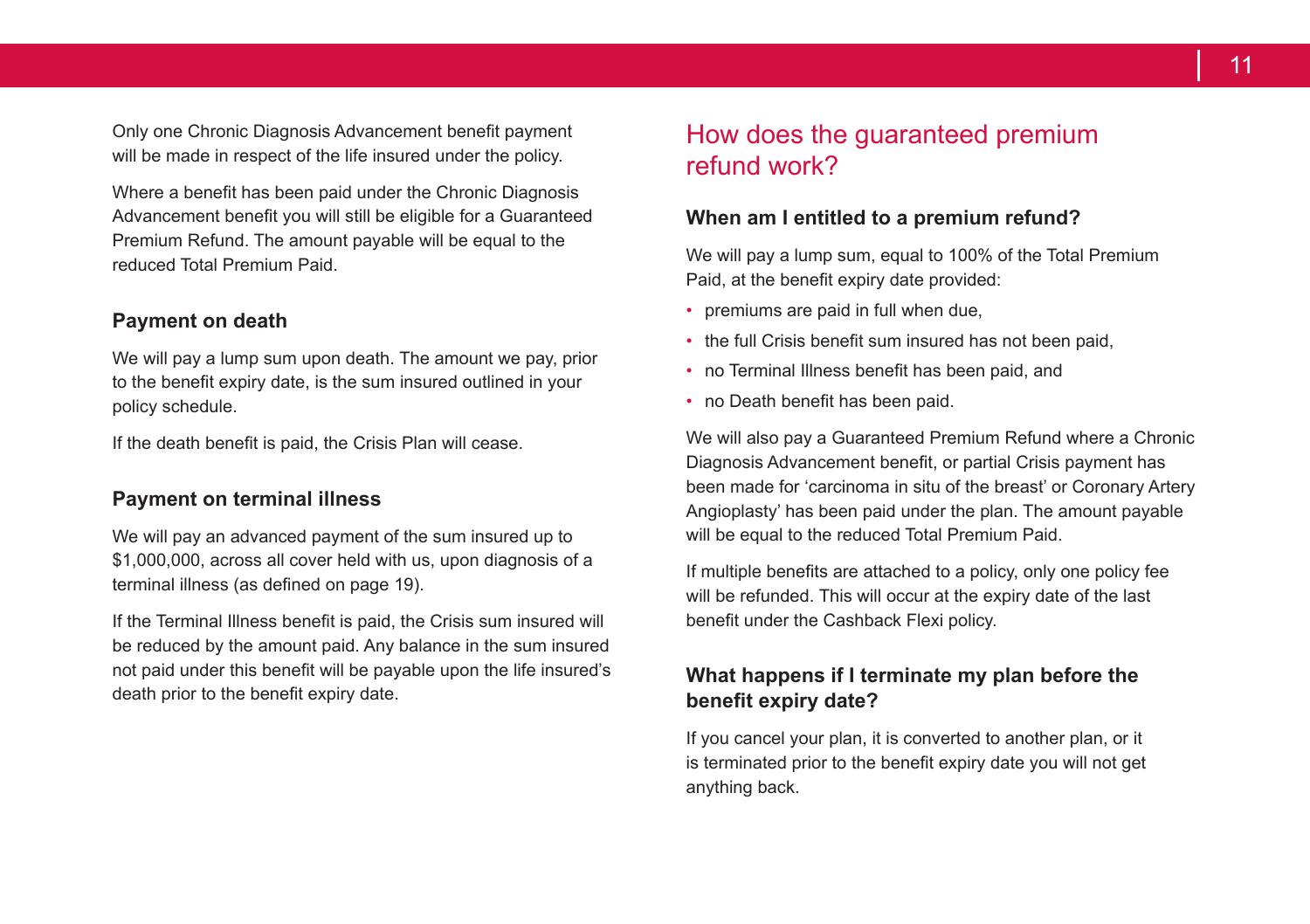Only one Chronic Diagnosis Advancement benefit payment will be made in respect of the life insured under the policy.

Where a benefit has been paid under the Chronic Diagnosis Advancement benefit you will still be eligible for a Guaranteed Premium Refund. The amount payable will be equal to the reduced Total Premium Paid.

### Payment on death

We will pay a lump sum upon death. The amount we pay, prior to the benefit expiry date, is the sum insured outlined in your policy schedule.

If the death benefit is paid, the Crisis Plan will cease.

### Payment on terminal illness

We will pay an advanced payment of the sum insured up to $1,000,000, across all cover held with us, upon diagnosis of a terminal illness (as defined on page 19).

If the Terminal Illness benefit is paid, the Crisis sum insured will be reduced by the amount paid. Any balance in the sum insured not paid under this benefit will be payable upon the life insured's death prior to the benefit expiry date.

## How does the guaranteed premium refund work?

### When am I entitled to a premium refund?

We will pay a lump sum, equal to 100% of the Total Premium Paid, at the benefit expiry date provided:

- premiums are paid in full when due,
- the full Crisis benefit sum insured has not been paid,
- no Terminal Illness benefit has been paid, and
- no Death benefit has been paid.

We will also pay a Guaranteed Premium Refund where a Chronic Diagnosis Advancement benefit, or partial Crisis payment has been made for 'carcinoma in situ of the breast' or Coronary Artery Angioplasty' has been paid under the plan. The amount payable will be equal to the reduced Total Premium Paid.

If multiple benefits are attached to a policy, only one policy fee will be refunded. This will occur at the expiry date of the last benefit under the Cashback Flexi policy.

### What happens if I terminate my plan before the benefit expiry date?

If you cancel your plan, it is converted to another plan, or it is terminated prior to the benefit expiry date you will not get anything back.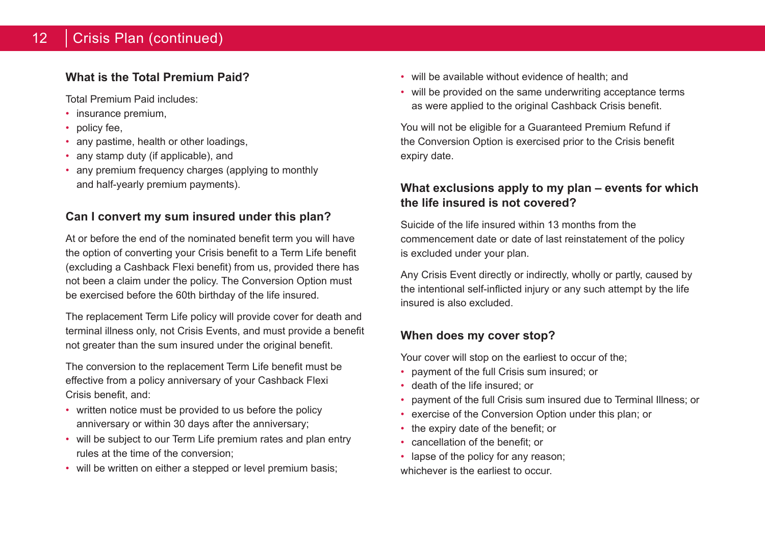### What is the Total Premium Paid?

Total Premium Paid includes:

- insurance premium,
- policy fee,
- any pastime, health or other loadings,
- any stamp duty (if applicable), and
- any premium frequency charges (applying to monthly and half-yearly premium payments).

### Can I convert my sum insured under this plan?

At or before the end of the nominated benefit term you will have the option of converting your Crisis benefit to a Term Life benefit (excluding a Cashback Flexi benefit) from us, provided there has not been a claim under the policy. The Conversion Option must be exercised before the 60th birthday of the life insured.

The replacement Term Life policy will provide cover for death and terminal illness only, not Crisis Events, and must provide a benefit not greater than the sum insured under the original benefit.

The conversion to the replacement Term Life benefit must be effective from a policy anniversary of your Cashback Flexi Crisis benefit, and:

- written notice must be provided to us before the policy anniversary or within 30 days after the anniversary;
- will be subject to our Term Life premium rates and plan entry rules at the time of the conversion;
- will be written on either a stepped or level premium basis;
- will be available without evidence of health; and
- will be provided on the same underwriting acceptance terms as were applied to the original Cashback Crisis benefit.

You will not be eligible for a Guaranteed Premium Refund if the Conversion Option is exercised prior to the Crisis benefit expiry date.

### What exclusions apply to my plan – events for which the life insured is not covered?

Suicide of the life insured within 13 months from the commencement date or date of last reinstatement of the policy is excluded under your plan.

Any Crisis Event directly or indirectly, wholly or partly, caused by the intentional self-inflicted injury or any such attempt by the life insured is also excluded.

### When does my cover stop?

Your cover will stop on the earliest to occur of the;

- payment of the full Crisis sum insured; or
- death of the life insured; or
- payment of the full Crisis sum insured due to Terminal Illness; or
- exercise of the Conversion Option under this plan; or
- the expiry date of the benefit; or
- cancellation of the benefit; or
- lapse of the policy for any reason;

whichever is the earliest to occur.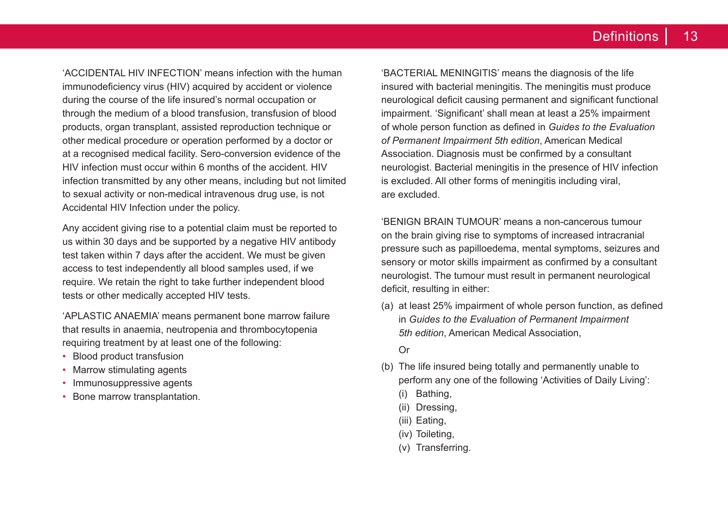'ACCIDENTAL HIV INFECTION' means infection with the human immunodeficiency virus (HIV) acquired by accident or violence during the course of the life insured's normal occupation or through the medium of a blood transfusion, transfusion of blood products, organ transplant, assisted reproduction technique or other medical procedure or operation performed by a doctor or at a recognised medical facility. Sero-conversion evidence of the HIV infection must occur within 6 months of the accident. HIV infection transmitted by any other means, including but not limited to sexual activity or non-medical intravenous drug use, is not Accidental HIV Infection under the policy.

Any accident giving rise to a potential claim must be reported to us within 30 days and be supported by a negative HIV antibody test taken within 7 days after the accident. We must be given access to test independently all blood samples used, if we require. We retain the right to take further independent blood tests or other medically accepted HIV tests.

'APLASTIC ANAEMIA' means permanent bone marrow failure that results in anaemia, neutropenia and thrombocytopenia requiring treatment by at least one of the following:

- Blood product transfusion
- Marrow stimulating agents
- Immunosuppressive agents
- Bone marrow transplantation.

'BACTERIAL MENINGITIS' means the diagnosis of the life insured with bacterial meningitis. The meningitis must produce neurological deficit causing permanent and significant functional impairment. 'Significant' shall mean at least a 25% impairment of whole person function as defined in *Guides to the Evaluation of Permanent Impairment 5th edition*, American Medical Association. Diagnosis must be confirmed by a consultant neurologist. Bacterial meningitis in the presence of HIV infection is excluded. All other forms of meningitis including viral, are excluded.

'BENIGN BRAIN TUMOUR' means a non-cancerous tumour on the brain giving rise to symptoms of increased intracranial pressure such as papilloedema, mental symptoms, seizures and sensory or motor skills impairment as confirmed by a consultant neurologist. The tumour must result in permanent neurological deficit, resulting in either:

(a) at least 25% impairment of whole person function, as defined in *Guides to the Evaluation of Permanent Impairment 5th edition*, American Medical Association,

Or

(b) The life insured being totally and permanently unable to perform any one of the following 'Activities of Daily Living':
   - (i) Bathing,
   - (ii) Dressing,
   - (iii) Eating,
   - (iv) Toileting,
   - (v) Transferring.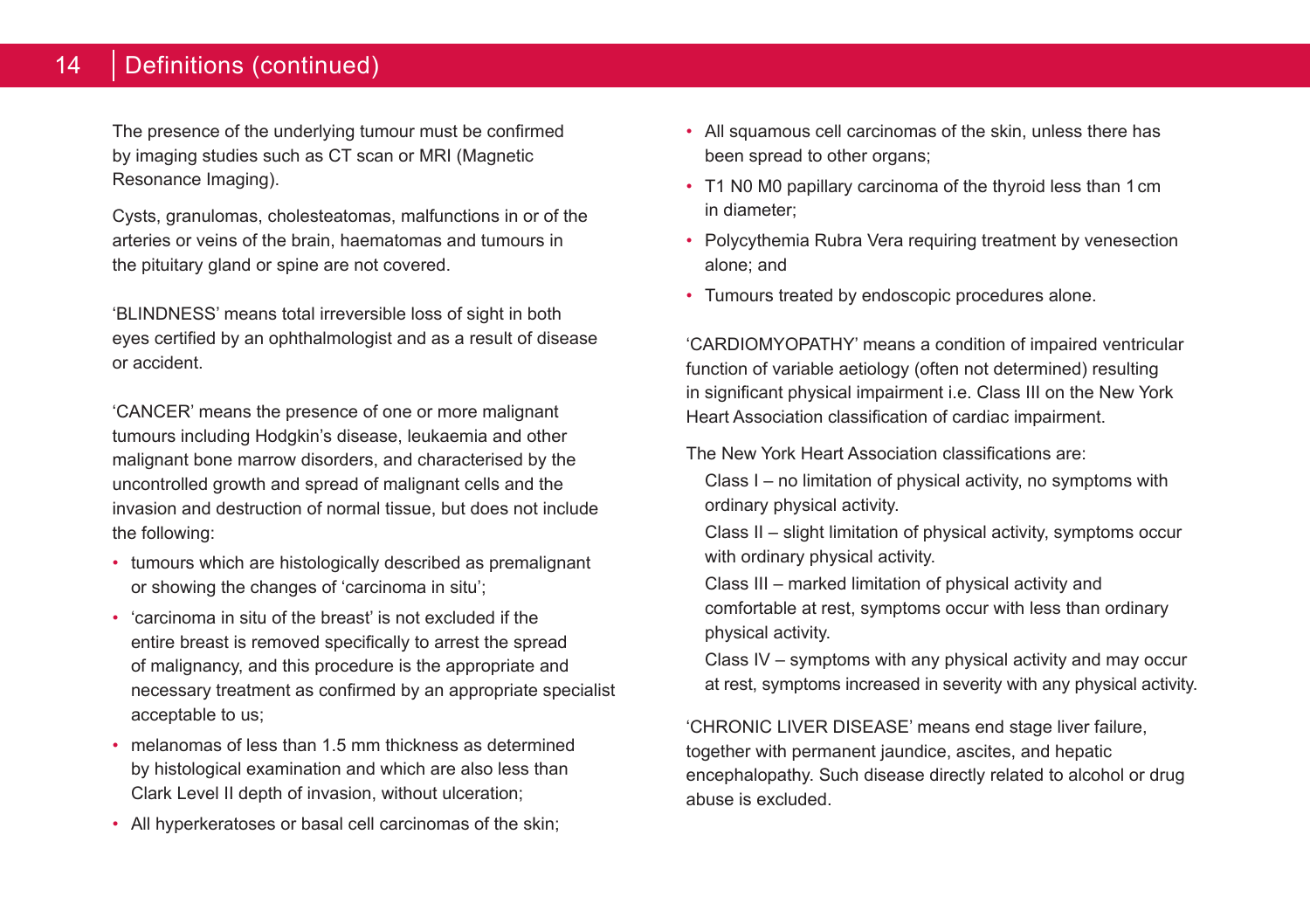## Definitions (continued)

The presence of the underlying tumour must be confirmed by imaging studies such as CT scan or MRI (Magnetic Resonance Imaging).

Cysts, granulomas, cholesteatomas, malfunctions in or of the arteries or veins of the brain, haematomas and tumours in the pituitary gland or spine are not covered.

'BLINDNESS' means total irreversible loss of sight in both eyes certified by an ophthalmologist and as a result of disease or accident.

'CANCER' means the presence of one or more malignant tumours including Hodgkin's disease, leukaemia and other malignant bone marrow disorders, and characterised by the uncontrolled growth and spread of malignant cells and the invasion and destruction of normal tissue, but does not include the following:

- tumours which are histologically described as premalignant or showing the changes of 'carcinoma in situ';
- 'carcinoma in situ of the breast' is not excluded if the entire breast is removed specifically to arrest the spread of malignancy, and this procedure is the appropriate and necessary treatment as confirmed by an appropriate specialist acceptable to us;
- melanomas of less than 1.5 mm thickness as determined by histological examination and which are also less than Clark Level II depth of invasion, without ulceration;
- All hyperkeratoses or basal cell carcinomas of the skin;
- All squamous cell carcinomas of the skin, unless there has been spread to other organs;
- T1 N0 M0 papillary carcinoma of the thyroid less than 1 cm in diameter;
- Polycythemia Rubra Vera requiring treatment by venesection alone; and
- Tumours treated by endoscopic procedures alone.

'CARDIOMYOPATHY' means a condition of impaired ventricular function of variable aetiology (often not determined) resulting in significant physical impairment i.e. Class III on the New York Heart Association classification of cardiac impairment.

The New York Heart Association classifications are:

Class I – no limitation of physical activity, no symptoms with ordinary physical activity.

Class II – slight limitation of physical activity, symptoms occur with ordinary physical activity.

Class III – marked limitation of physical activity and comfortable at rest, symptoms occur with less than ordinary physical activity.

Class IV – symptoms with any physical activity and may occur at rest, symptoms increased in severity with any physical activity.

'CHRONIC LIVER DISEASE' means end stage liver failure, together with permanent jaundice, ascites, and hepatic encephalopathy. Such disease directly related to alcohol or drug abuse is excluded.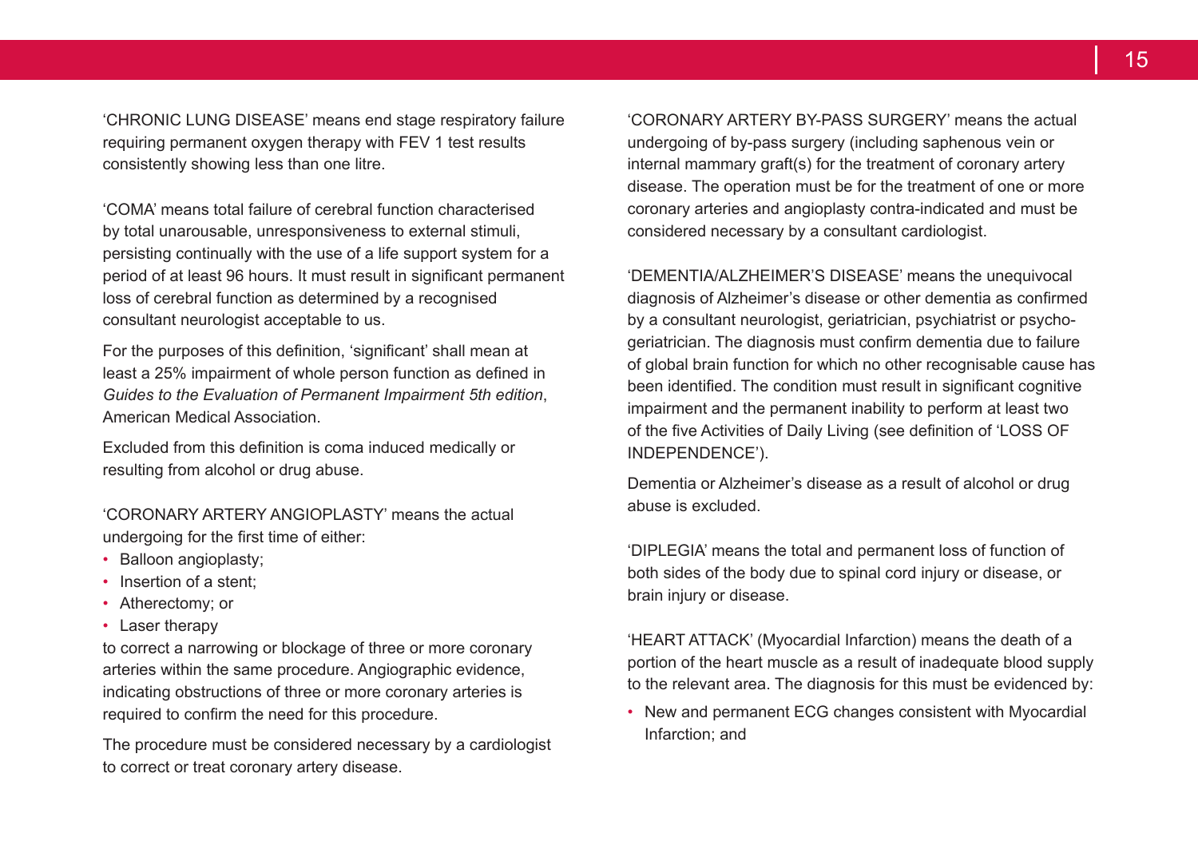‘CHRONIC LUNG DISEASE’ means end stage respiratory failure requiring permanent oxygen therapy with FEV 1 test results consistently showing less than one litre.

‘COMA’ means total failure of cerebral function characterised by total unarousable, unresponsiveness to external stimuli, persisting continually with the use of a life support system for a period of at least 96 hours. It must result in significant permanent loss of cerebral function as determined by a recognised consultant neurologist acceptable to us.

For the purposes of this definition, ‘significant’ shall mean at least a 25% impairment of whole person function as defined in *Guides to the Evaluation of Permanent Impairment 5th edition*, American Medical Association.

Excluded from this definition is coma induced medically or resulting from alcohol or drug abuse.

‘CORONARY ARTERY ANGIOPLASTY’ means the actual undergoing for the first time of either:

- Balloon angioplasty;
- Insertion of a stent;
- Atherectomy; or
- Laser therapy

to correct a narrowing or blockage of three or more coronary arteries within the same procedure. Angiographic evidence, indicating obstructions of three or more coronary arteries is required to confirm the need for this procedure.

The procedure must be considered necessary by a cardiologist to correct or treat coronary artery disease.

‘CORONARY ARTERY BY-PASS SURGERY’ means the actual undergoing of by-pass surgery (including saphenous vein or internal mammary graft(s) for the treatment of coronary artery disease. The operation must be for the treatment of one or more coronary arteries and angioplasty contra-indicated and must be considered necessary by a consultant cardiologist.

‘DEMENTIA/ALZHEIMER’S DISEASE’ means the unequivocal diagnosis of Alzheimer’s disease or other dementia as confirmed by a consultant neurologist, geriatrician, psychiatrist or psycho-geriatrician. The diagnosis must confirm dementia due to failure of global brain function for which no other recognisable cause has been identified. The condition must result in significant cognitive impairment and the permanent inability to perform at least two of the five Activities of Daily Living (see definition of ‘LOSS OF INDEPENDENCE’).

Dementia or Alzheimer’s disease as a result of alcohol or drug abuse is excluded.

‘DIPLEGIA’ means the total and permanent loss of function of both sides of the body due to spinal cord injury or disease, or brain injury or disease.

‘HEART ATTACK’ (Myocardial Infarction) means the death of a portion of the heart muscle as a result of inadequate blood supply to the relevant area. The diagnosis for this must be evidenced by:

- New and permanent ECG changes consistent with Myocardial Infarction; and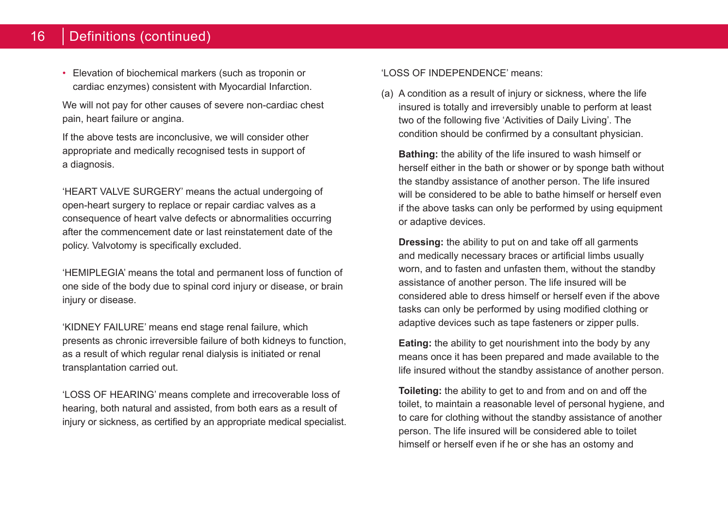- Elevation of biochemical markers (such as troponin or cardiac enzymes) consistent with Myocardial Infarction.

We will not pay for other causes of severe non-cardiac chest pain, heart failure or angina.

If the above tests are inconclusive, we will consider other appropriate and medically recognised tests in support of a diagnosis.

'HEART VALVE SURGERY' means the actual undergoing of open-heart surgery to replace or repair cardiac valves as a consequence of heart valve defects or abnormalities occurring after the commencement date or last reinstatement date of the policy. Valvotomy is specifically excluded.

'HEMIPLEGIA' means the total and permanent loss of function of one side of the body due to spinal cord injury or disease, or brain injury or disease.

'KIDNEY FAILURE' means end stage renal failure, which presents as chronic irreversible failure of both kidneys to function, as a result of which regular renal dialysis is initiated or renal transplantation carried out.

'LOSS OF HEARING' means complete and irrecoverable loss of hearing, both natural and assisted, from both ears as a result of injury or sickness, as certified by an appropriate medical specialist.

'LOSS OF INDEPENDENCE' means:

(a) A condition as a result of injury or sickness, where the life insured is totally and irreversibly unable to perform at least two of the following five 'Activities of Daily Living'. The condition should be confirmed by a consultant physician.

**Bathing:** the ability of the life insured to wash himself or herself either in the bath or shower or by sponge bath without the standby assistance of another person. The life insured will be considered to be able to bathe himself or herself even if the above tasks can only be performed by using equipment or adaptive devices.

**Dressing:** the ability to put on and take off all garments and medically necessary braces or artificial limbs usually worn, and to fasten and unfasten them, without the standby assistance of another person. The life insured will be considered able to dress himself or herself even if the above tasks can only be performed by using modified clothing or adaptive devices such as tape fasteners or zipper pulls.

**Eating:** the ability to get nourishment into the body by any means once it has been prepared and made available to the life insured without the standby assistance of another person.

**Toileting:** the ability to get to and from and on and off the toilet, to maintain a reasonable level of personal hygiene, and to care for clothing without the standby assistance of another person. The life insured will be considered able to toilet himself or herself even if he or she has an ostomy and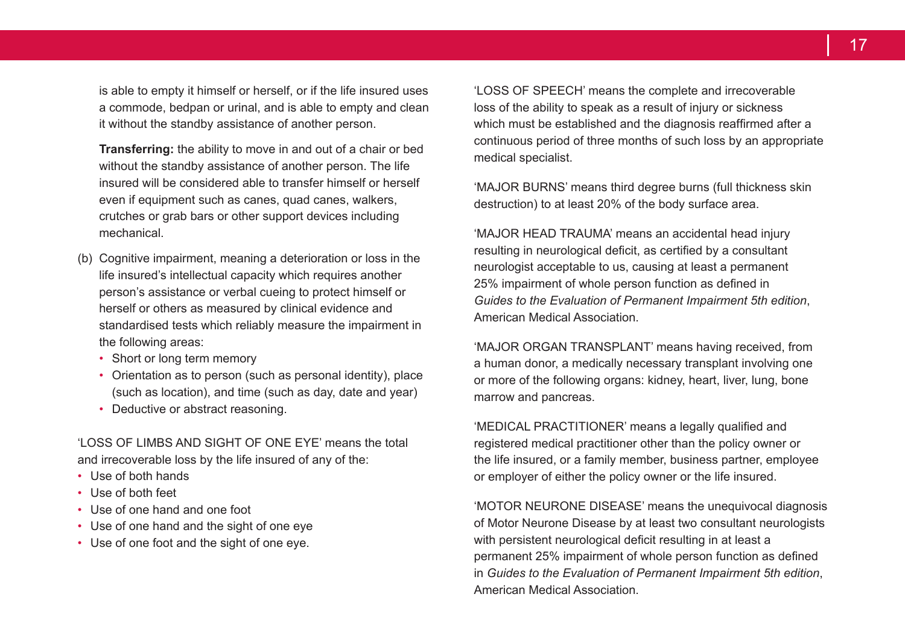is able to empty it himself or herself, or if the life insured uses a commode, bedpan or urinal, and is able to empty and clean it without the standby assistance of another person.

**Transferring:** the ability to move in and out of a chair or bed without the standby assistance of another person. The life insured will be considered able to transfer himself or herself even if equipment such as canes, quad canes, walkers, crutches or grab bars or other support devices including mechanical.

(b) Cognitive impairment, meaning a deterioration or loss in the life insured's intellectual capacity which requires another person's assistance or verbal cueing to protect himself or herself or others as measured by clinical evidence and standardised tests which reliably measure the impairment in the following areas:
  - Short or long term memory
  - Orientation as to person (such as personal identity), place (such as location), and time (such as day, date and year)
  - Deductive or abstract reasoning.

'LOSS OF LIMBS AND SIGHT OF ONE EYE' means the total and irrecoverable loss by the life insured of any of the:

- Use of both hands
- Use of both feet
- Use of one hand and one foot
- Use of one hand and the sight of one eye
- Use of one foot and the sight of one eye.

'LOSS OF SPEECH' means the complete and irrecoverable loss of the ability to speak as a result of injury or sickness which must be established and the diagnosis reaffirmed after a continuous period of three months of such loss by an appropriate medical specialist.

'MAJOR BURNS' means third degree burns (full thickness skin destruction) to at least 20% of the body surface area.

'MAJOR HEAD TRAUMA' means an accidental head injury resulting in neurological deficit, as certified by a consultant neurologist acceptable to us, causing at least a permanent 25% impairment of whole person function as defined in *Guides to the Evaluation of Permanent Impairment 5th edition*, American Medical Association.

'MAJOR ORGAN TRANSPLANT' means having received, from a human donor, a medically necessary transplant involving one or more of the following organs: kidney, heart, liver, lung, bone marrow and pancreas.

'MEDICAL PRACTITIONER' means a legally qualified and registered medical practitioner other than the policy owner or the life insured, or a family member, business partner, employee or employer of either the policy owner or the life insured.

'MOTOR NEURONE DISEASE' means the unequivocal diagnosis of Motor Neurone Disease by at least two consultant neurologists with persistent neurological deficit resulting in at least a permanent 25% impairment of whole person function as defined in *Guides to the Evaluation of Permanent Impairment 5th edition*, American Medical Association.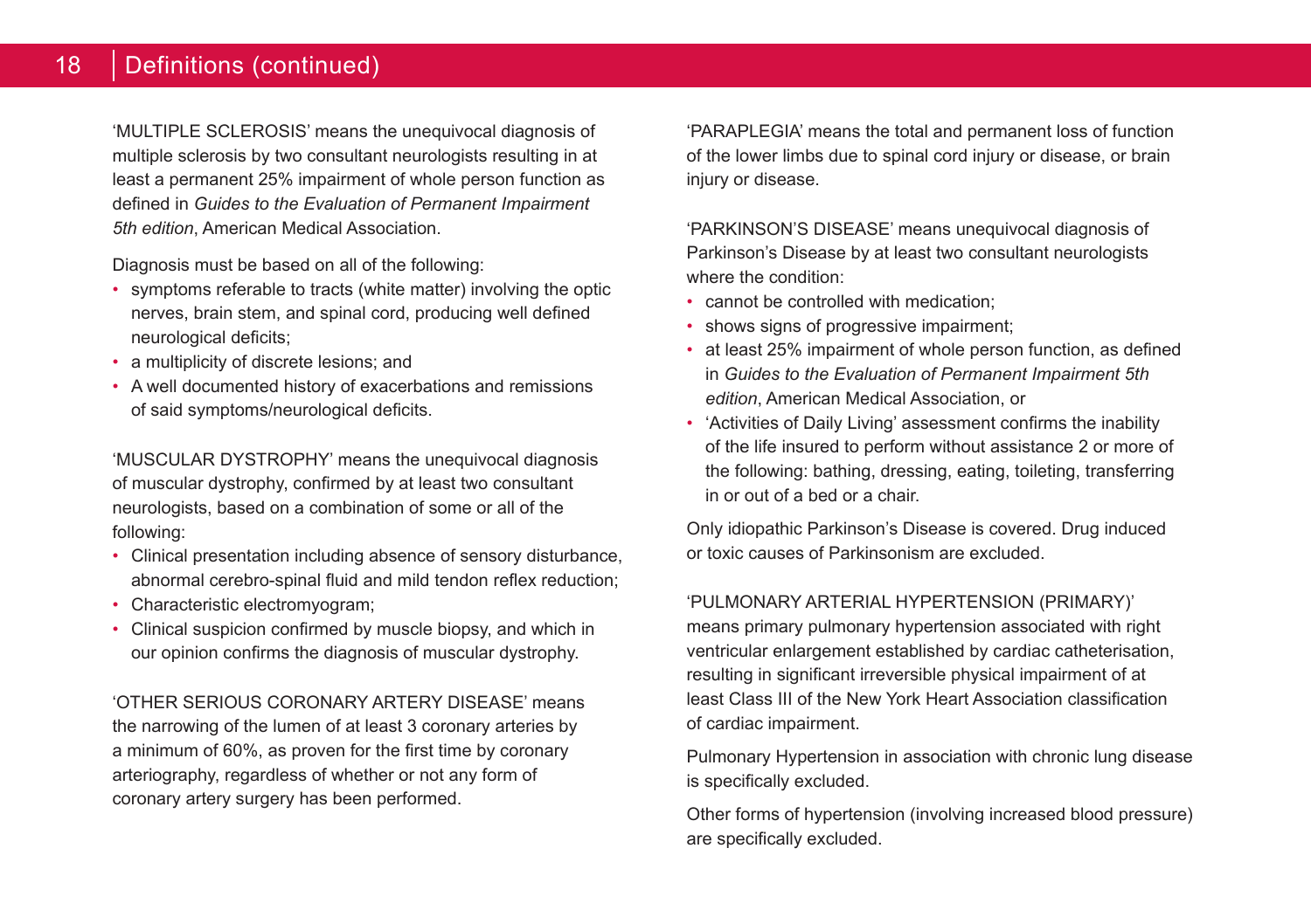## Definitions (continued)

'MULTIPLE SCLEROSIS' means the unequivocal diagnosis of multiple sclerosis by two consultant neurologists resulting in at least a permanent 25% impairment of whole person function as defined in *Guides to the Evaluation of Permanent Impairment 5th edition*, American Medical Association.

Diagnosis must be based on all of the following:

- symptoms referable to tracts (white matter) involving the optic nerves, brain stem, and spinal cord, producing well defined neurological deficits;
- a multiplicity of discrete lesions; and
- A well documented history of exacerbations and remissions of said symptoms/neurological deficits.

'MUSCULAR DYSTROPHY' means the unequivocal diagnosis of muscular dystrophy, confirmed by at least two consultant neurologists, based on a combination of some or all of the following:

- Clinical presentation including absence of sensory disturbance, abnormal cerebro-spinal fluid and mild tendon reflex reduction;
- Characteristic electromyogram;
- Clinical suspicion confirmed by muscle biopsy, and which in our opinion confirms the diagnosis of muscular dystrophy.

'OTHER SERIOUS CORONARY ARTERY DISEASE' means the narrowing of the lumen of at least 3 coronary arteries by a minimum of 60%, as proven for the first time by coronary arteriography, regardless of whether or not any form of coronary artery surgery has been performed.

'PARAPLEGIA' means the total and permanent loss of function of the lower limbs due to spinal cord injury or disease, or brain injury or disease.

'PARKINSON'S DISEASE' means unequivocal diagnosis of Parkinson's Disease by at least two consultant neurologists where the condition:

- cannot be controlled with medication;
- shows signs of progressive impairment;
- at least 25% impairment of whole person function, as defined in *Guides to the Evaluation of Permanent Impairment 5th edition*, American Medical Association, or
- 'Activities of Daily Living' assessment confirms the inability of the life insured to perform without assistance 2 or more of the following: bathing, dressing, eating, toileting, transferring in or out of a bed or a chair.

Only idiopathic Parkinson's Disease is covered. Drug induced or toxic causes of Parkinsonism are excluded.

'PULMONARY ARTERIAL HYPERTENSION (PRIMARY)' means primary pulmonary hypertension associated with right ventricular enlargement established by cardiac catheterisation, resulting in significant irreversible physical impairment of at least Class III of the New York Heart Association classification of cardiac impairment.

Pulmonary Hypertension in association with chronic lung disease is specifically excluded.

Other forms of hypertension (involving increased blood pressure) are specifically excluded.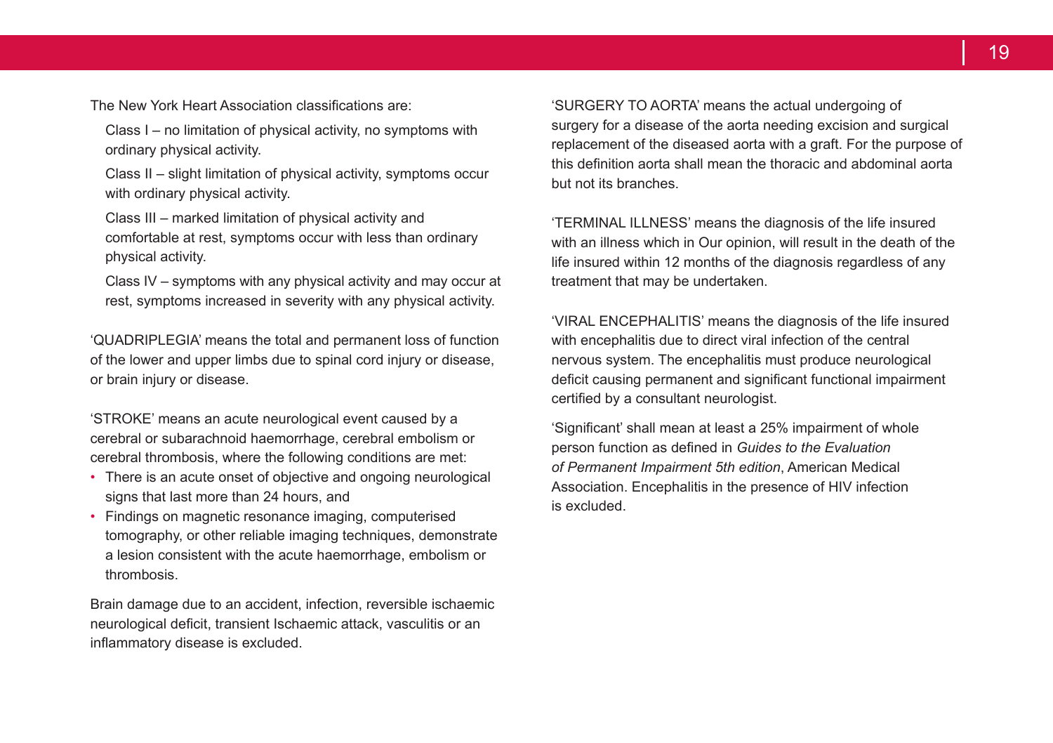The New York Heart Association classifications are:

Class I – no limitation of physical activity, no symptoms with ordinary physical activity.

Class II – slight limitation of physical activity, symptoms occur with ordinary physical activity.

Class III – marked limitation of physical activity and comfortable at rest, symptoms occur with less than ordinary physical activity.

Class IV – symptoms with any physical activity and may occur at rest, symptoms increased in severity with any physical activity.

'QUADRIPLEGIA' means the total and permanent loss of function of the lower and upper limbs due to spinal cord injury or disease, or brain injury or disease.

'STROKE' means an acute neurological event caused by a cerebral or subarachnoid haemorrhage, cerebral embolism or cerebral thrombosis, where the following conditions are met:

- There is an acute onset of objective and ongoing neurological signs that last more than 24 hours, and
- Findings on magnetic resonance imaging, computerised tomography, or other reliable imaging techniques, demonstrate a lesion consistent with the acute haemorrhage, embolism or thrombosis.

Brain damage due to an accident, infection, reversible ischaemic neurological deficit, transient Ischaemic attack, vasculitis or an inflammatory disease is excluded.

'SURGERY TO AORTA' means the actual undergoing of surgery for a disease of the aorta needing excision and surgical replacement of the diseased aorta with a graft. For the purpose of this definition aorta shall mean the thoracic and abdominal aorta but not its branches.

'TERMINAL ILLNESS' means the diagnosis of the life insured with an illness which in Our opinion, will result in the death of the life insured within 12 months of the diagnosis regardless of any treatment that may be undertaken.

'VIRAL ENCEPHALITIS' means the diagnosis of the life insured with encephalitis due to direct viral infection of the central nervous system. The encephalitis must produce neurological deficit causing permanent and significant functional impairment certified by a consultant neurologist.

'Significant' shall mean at least a 25% impairment of whole person function as defined in *Guides to the Evaluation of Permanent Impairment 5th edition*, American Medical Association. Encephalitis in the presence of HIV infection is excluded.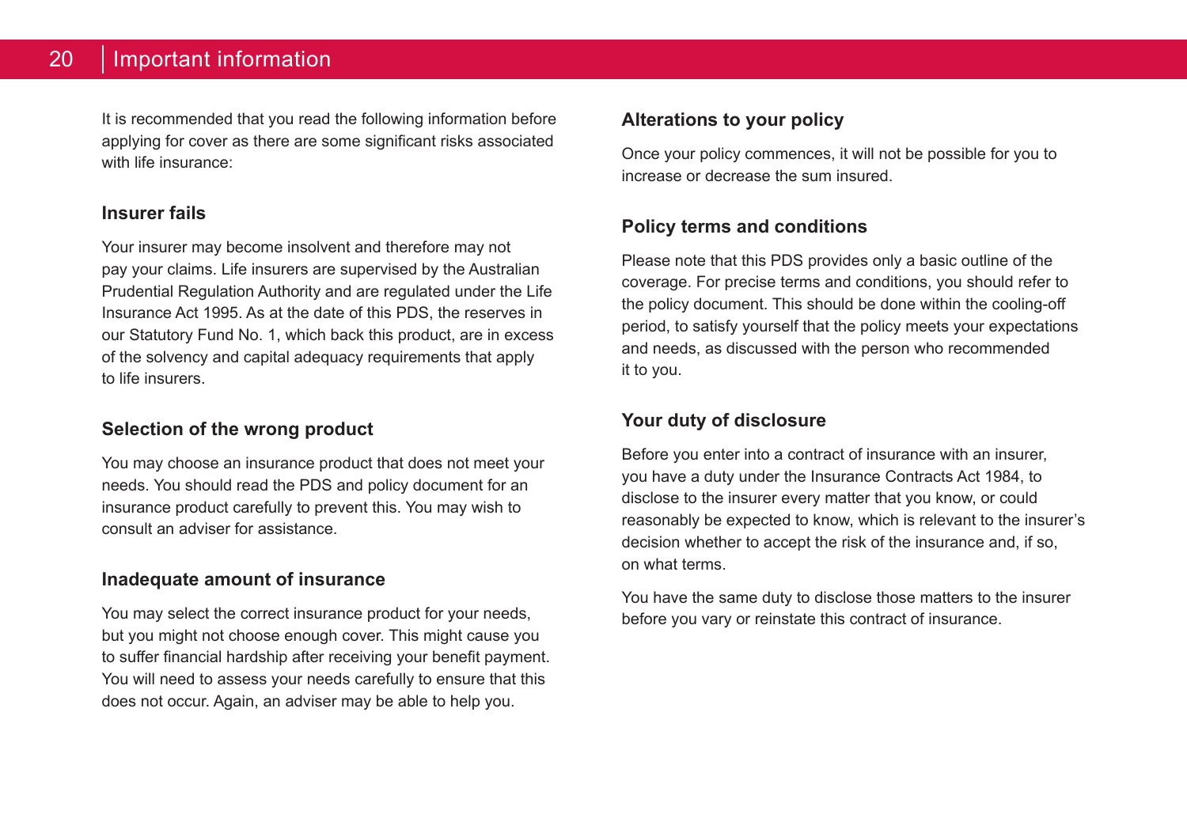# Important information

It is recommended that you read the following information before applying for cover as there are some significant risks associated with life insurance:

## Insurer fails

Your insurer may become insolvent and therefore may not pay your claims. Life insurers are supervised by the Australian Prudential Regulation Authority and are regulated under the Life Insurance Act 1995. As at the date of this PDS, the reserves in our Statutory Fund No. 1, which back this product, are in excess of the solvency and capital adequacy requirements that apply to life insurers.

## Selection of the wrong product

You may choose an insurance product that does not meet your needs. You should read the PDS and policy document for an insurance product carefully to prevent this. You may wish to consult an adviser for assistance.

## Inadequate amount of insurance

You may select the correct insurance product for your needs, but you might not choose enough cover. This might cause you to suffer financial hardship after receiving your benefit payment. You will need to assess your needs carefully to ensure that this does not occur. Again, an adviser may be able to help you.

## Alterations to your policy

Once your policy commences, it will not be possible for you to increase or decrease the sum insured.

## Policy terms and conditions

Please note that this PDS provides only a basic outline of the coverage. For precise terms and conditions, you should refer to the policy document. This should be done within the cooling-off period, to satisfy yourself that the policy meets your expectations and needs, as discussed with the person who recommended it to you.

## Your duty of disclosure

Before you enter into a contract of insurance with an insurer, you have a duty under the Insurance Contracts Act 1984, to disclose to the insurer every matter that you know, or could reasonably be expected to know, which is relevant to the insurer's decision whether to accept the risk of the insurance and, if so, on what terms.

You have the same duty to disclose those matters to the insurer before you vary or reinstate this contract of insurance.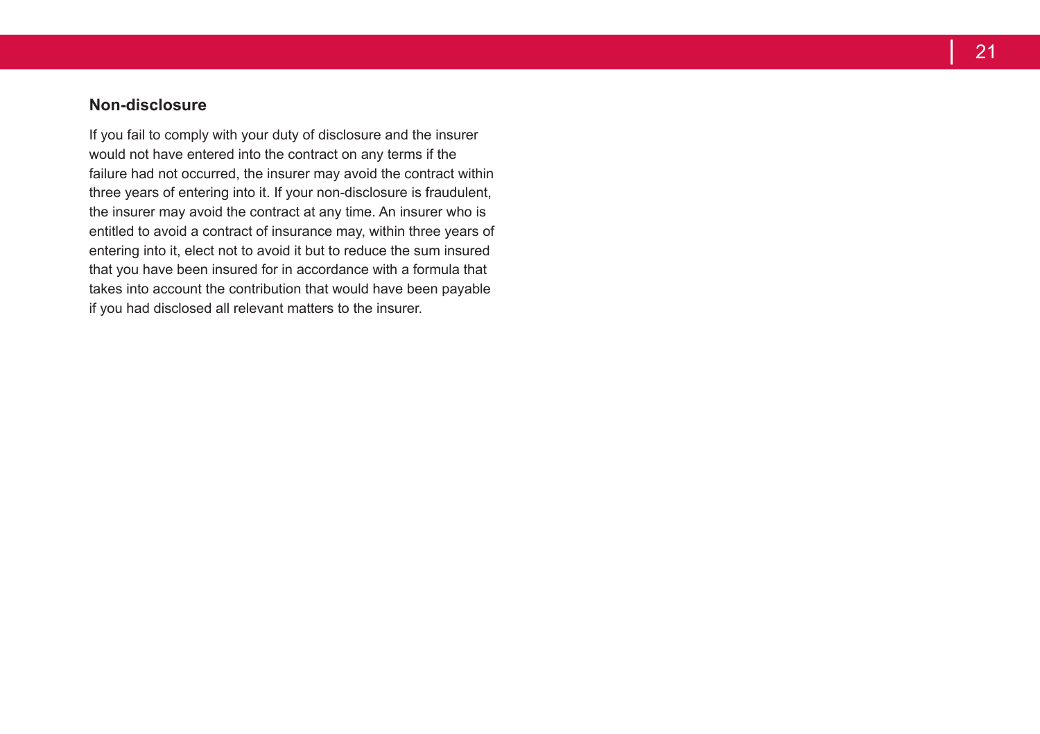### Non-disclosure

If you fail to comply with your duty of disclosure and the insurer would not have entered into the contract on any terms if the failure had not occurred, the insurer may avoid the contract within three years of entering into it. If your non-disclosure is fraudulent, the insurer may avoid the contract at any time. An insurer who is entitled to avoid a contract of insurance may, within three years of entering into it, elect not to avoid it but to reduce the sum insured that you have been insured for in accordance with a formula that takes into account the contribution that would have been payable if you had disclosed all relevant matters to the insurer.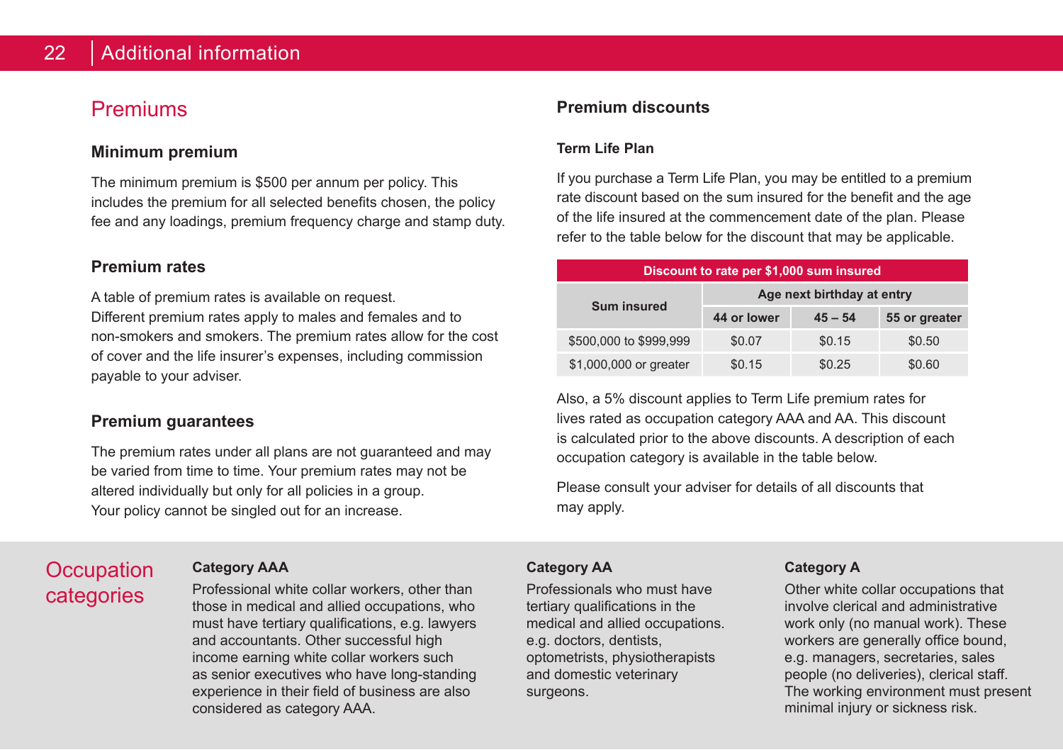## Premiums

### Minimum premium

The minimum premium is $500 per annum per policy. This includes the premium for all selected benefits chosen, the policy fee and any loadings, premium frequency charge and stamp duty.

### Premium rates

A table of premium rates is available on request. Different premium rates apply to males and females and to non-smokers and smokers. The premium rates allow for the cost of cover and the life insurer's expenses, including commission payable to your adviser.

### Premium guarantees

The premium rates under all plans are not guaranteed and may be varied from time to time. Your premium rates may not be altered individually but only for all policies in a group. Your policy cannot be singled out for an increase.

### Premium discounts

#### Term Life Plan

If you purchase a Term Life Plan, you may be entitled to a premium rate discount based on the sum insured for the benefit and the age of the life insured at the commencement date of the plan. Please refer to the table below for the discount that may be applicable.

| Discount to rate per $1,000 sum insured | | | |
|---|---|---|---|
| Sum insured | Age next birthday at entry | | |
| | 44 or lower | 45 – 54 | 55 or greater |
| $500,000 to $999,999 | $0.07 | $0.15 | $0.50 |
| $1,000,000 or greater | $0.15 | $0.25 | $0.60 |

Also, a 5% discount applies to Term Life premium rates for lives rated as occupation category AAA and AA. This discount is calculated prior to the above discounts. A description of each occupation category is available in the table below.

Please consult your adviser for details of all discounts that may apply.

## Occupation categories

**Category AAA**

Professional white collar workers, other than those in medical and allied occupations, who must have tertiary qualifications, e.g. lawyers and accountants. Other successful high income earning white collar workers such as senior executives who have long-standing experience in their field of business are also considered as category AAA.

**Category AA**

Professionals who must have tertiary qualifications in the medical and allied occupations. e.g. doctors, dentists, optometrists, physiotherapists and domestic veterinary surgeons.

**Category A**

Other white collar occupations that involve clerical and administrative work only (no manual work). These workers are generally office bound, e.g. managers, secretaries, sales people (no deliveries), clerical staff. The working environment must present minimal injury or sickness risk.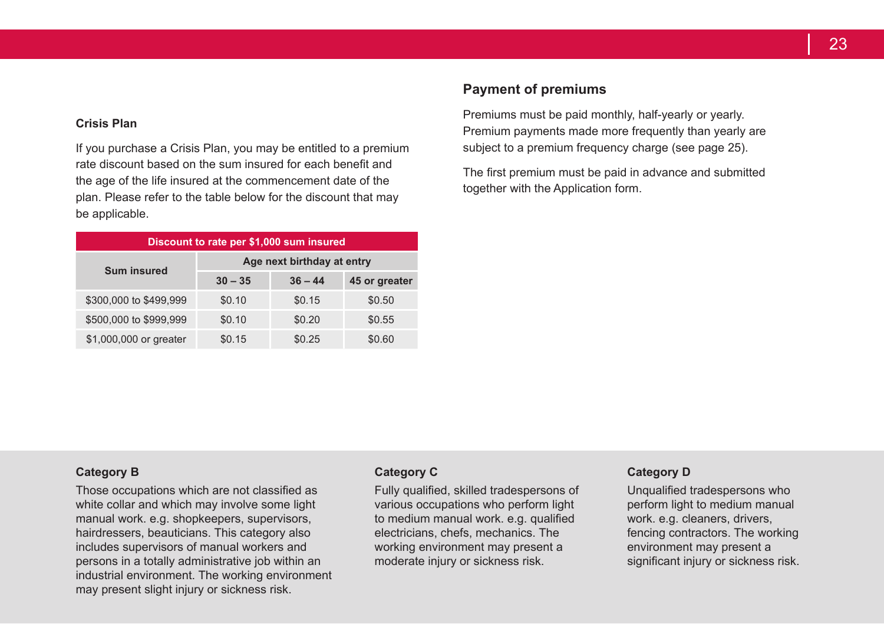### Crisis Plan

If you purchase a Crisis Plan, you may be entitled to a premium rate discount based on the sum insured for each benefit and the age of the life insured at the commencement date of the plan. Please refer to the table below for the discount that may be applicable.

**Discount to rate per $1,000 sum insured**

| Sum insured | Age next birthday at entry | | |
|---|---|---|---|
| | 30 – 35 | 36 – 44 | 45 or greater |
| $300,000 to $499,999 | $0.10 | $0.15 | $0.50 |
| $500,000 to $999,999 | $0.10 | $0.20 | $0.55 |
| $1,000,000 or greater | $0.15 | $0.25 | $0.60 |

## Payment of premiums

Premiums must be paid monthly, half-yearly or yearly. Premium payments made more frequently than yearly are subject to a premium frequency charge (see page 25).

The first premium must be paid in advance and submitted together with the Application form.

### Category B

Those occupations which are not classified as white collar and which may involve some light manual work. e.g. shopkeepers, supervisors, hairdressers, beauticians. This category also includes supervisors of manual workers and persons in a totally administrative job within an industrial environment. The working environment may present slight injury or sickness risk.

### Category C

Fully qualified, skilled tradespersons of various occupations who perform light to medium manual work. e.g. qualified electricians, chefs, mechanics. The working environment may present a moderate injury or sickness risk.

### Category D

Unqualified tradespersons who perform light to medium manual work. e.g. cleaners, drivers, fencing contractors. The working environment may present a significant injury or sickness risk.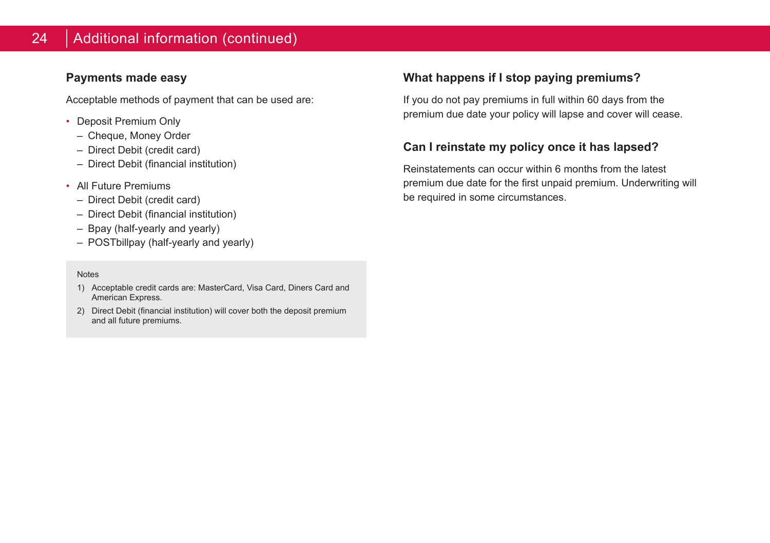## Additional information (continued)

### Payments made easy

Acceptable methods of payment that can be used are:

- Deposit Premium Only
  - Cheque, Money Order
  - Direct Debit (credit card)
  - Direct Debit (financial institution)
- All Future Premiums
  - Direct Debit (credit card)
  - Direct Debit (financial institution)
  - Bpay (half-yearly and yearly)
  - POSTbillpay (half-yearly and yearly)

Notes

1) Acceptable credit cards are: MasterCard, Visa Card, Diners Card and American Express.
2) Direct Debit (financial institution) will cover both the deposit premium and all future premiums.

### What happens if I stop paying premiums?

If you do not pay premiums in full within 60 days from the premium due date your policy will lapse and cover will cease.

### Can I reinstate my policy once it has lapsed?

Reinstatements can occur within 6 months from the latest premium due date for the first unpaid premium. Underwriting will be required in some circumstances.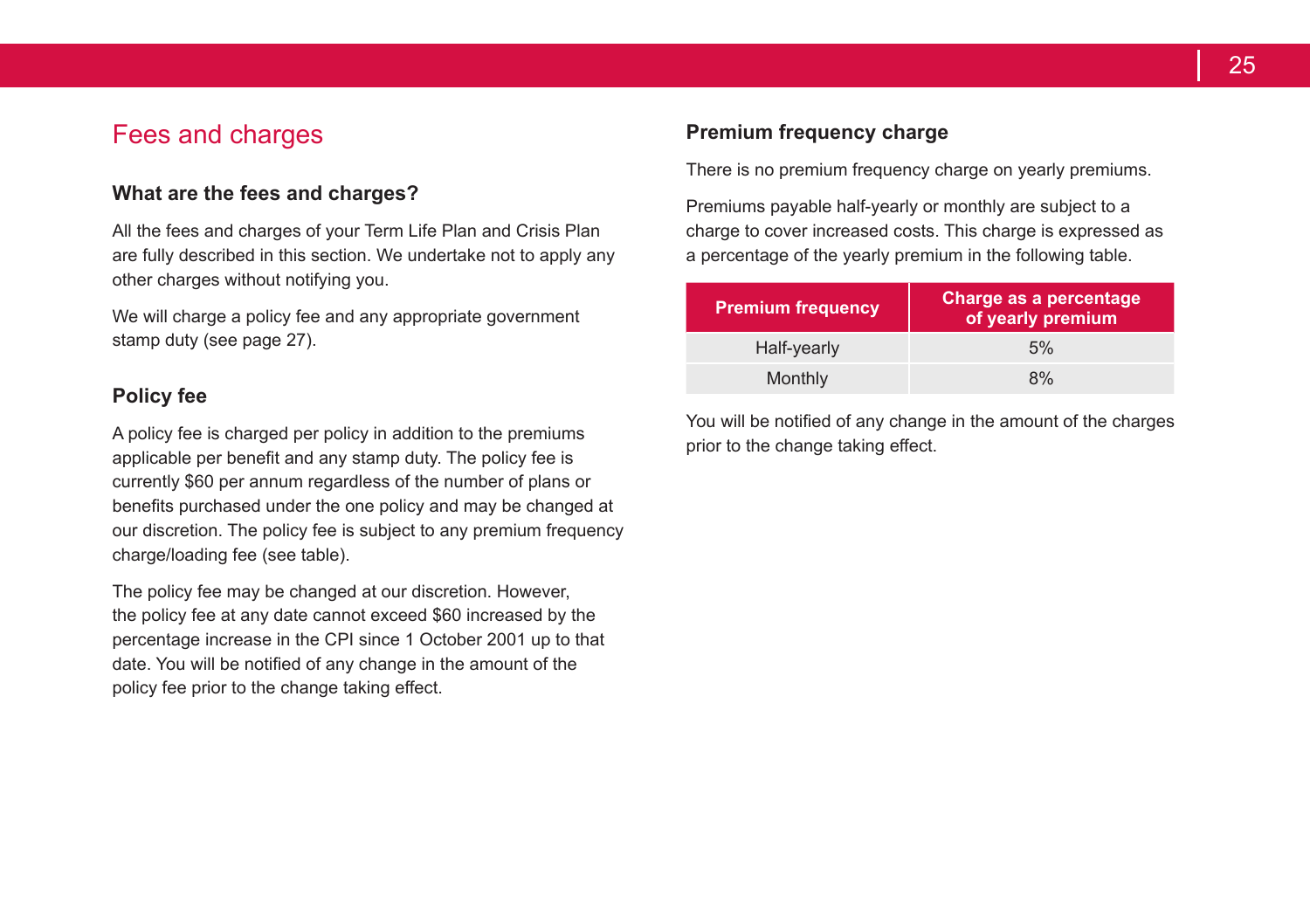# Fees and charges

## What are the fees and charges?

All the fees and charges of your Term Life Plan and Crisis Plan are fully described in this section. We undertake not to apply any other charges without notifying you.

We will charge a policy fee and any appropriate government stamp duty (see page 27).

## Policy fee

A policy fee is charged per policy in addition to the premiums applicable per benefit and any stamp duty. The policy fee is currently $60 per annum regardless of the number of plans or benefits purchased under the one policy and may be changed at our discretion. The policy fee is subject to any premium frequency charge/loading fee (see table).

The policy fee may be changed at our discretion. However, the policy fee at any date cannot exceed $60 increased by the percentage increase in the CPI since 1 October 2001 up to that date. You will be notified of any change in the amount of the policy fee prior to the change taking effect.

## Premium frequency charge

There is no premium frequency charge on yearly premiums.

Premiums payable half-yearly or monthly are subject to a charge to cover increased costs. This charge is expressed as a percentage of the yearly premium in the following table.

| Premium frequency | Charge as a percentage of yearly premium |
|---|---|
| Half-yearly | 5% |
| Monthly | 8% |

You will be notified of any change in the amount of the charges prior to the change taking effect.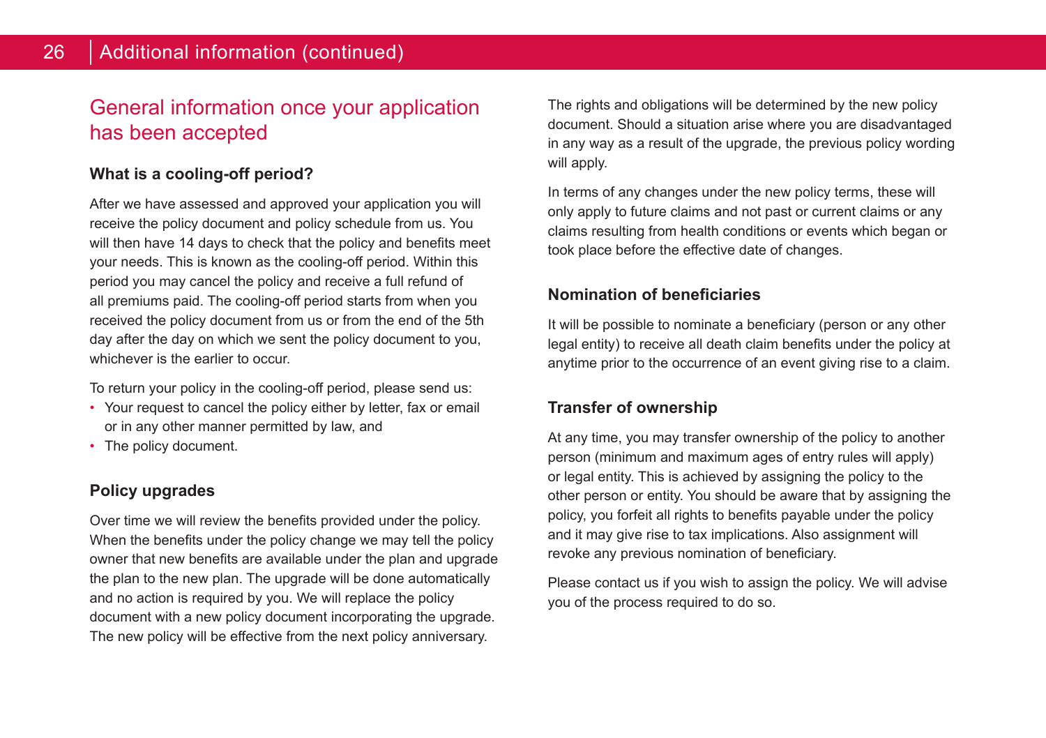## General information once your application has been accepted

### What is a cooling-off period?

After we have assessed and approved your application you will receive the policy document and policy schedule from us. You will then have 14 days to check that the policy and benefits meet your needs. This is known as the cooling-off period. Within this period you may cancel the policy and receive a full refund of all premiums paid. The cooling-off period starts from when you received the policy document from us or from the end of the 5th day after the day on which we sent the policy document to you, whichever is the earlier to occur.

To return your policy in the cooling-off period, please send us:

- Your request to cancel the policy either by letter, fax or email or in any other manner permitted by law, and
- The policy document.

### Policy upgrades

Over time we will review the benefits provided under the policy. When the benefits under the policy change we may tell the policy owner that new benefits are available under the plan and upgrade the plan to the new plan. The upgrade will be done automatically and no action is required by you. We will replace the policy document with a new policy document incorporating the upgrade. The new policy will be effective from the next policy anniversary.

The rights and obligations will be determined by the new policy document. Should a situation arise where you are disadvantaged in any way as a result of the upgrade, the previous policy wording will apply.

In terms of any changes under the new policy terms, these will only apply to future claims and not past or current claims or any claims resulting from health conditions or events which began or took place before the effective date of changes.

### Nomination of beneficiaries

It will be possible to nominate a beneficiary (person or any other legal entity) to receive all death claim benefits under the policy at anytime prior to the occurrence of an event giving rise to a claim.

### Transfer of ownership

At any time, you may transfer ownership of the policy to another person (minimum and maximum ages of entry rules will apply) or legal entity. This is achieved by assigning the policy to the other person or entity. You should be aware that by assigning the policy, you forfeit all rights to benefits payable under the policy and it may give rise to tax implications. Also assignment will revoke any previous nomination of beneficiary.

Please contact us if you wish to assign the policy. We will advise you of the process required to do so.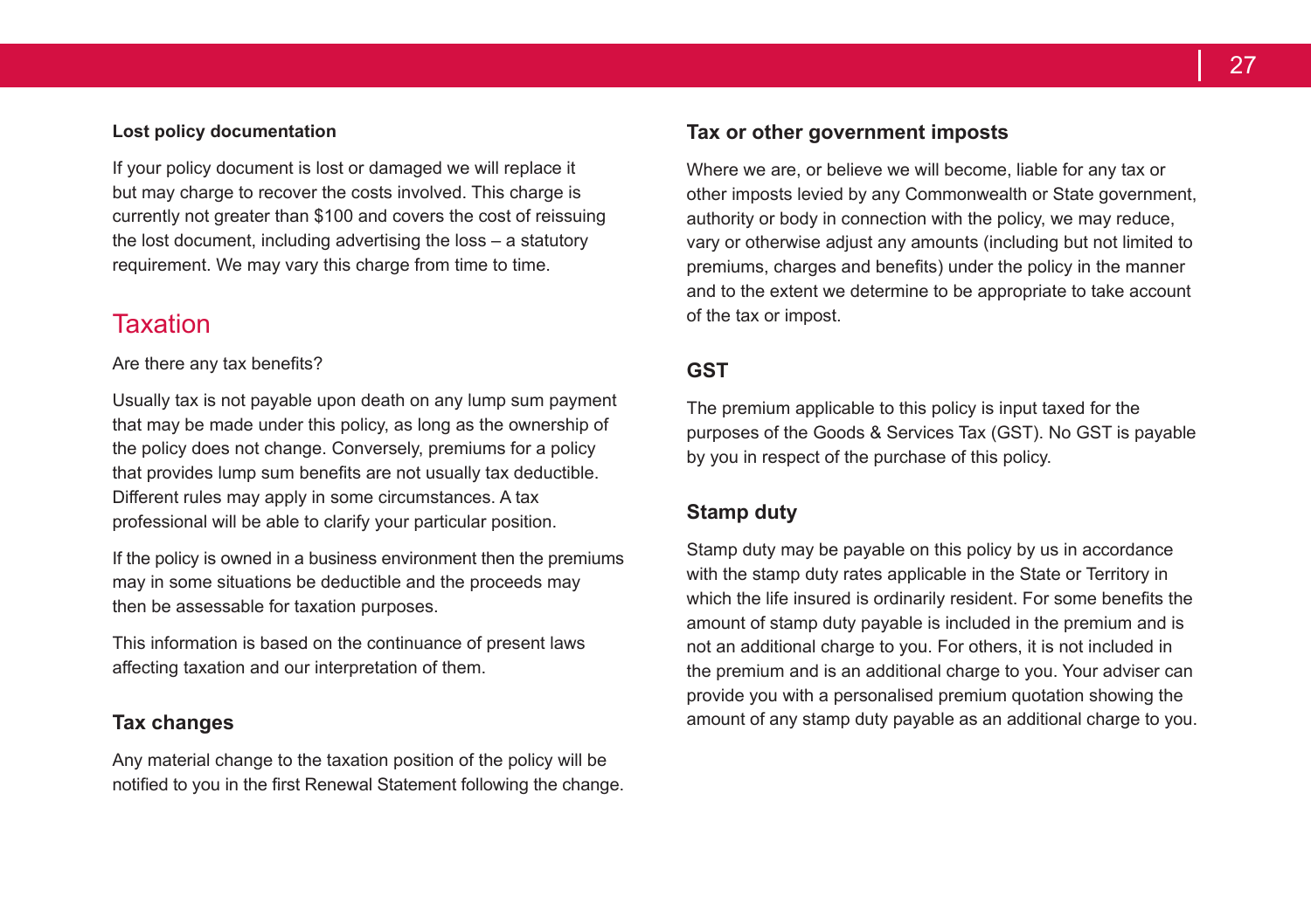### Lost policy documentation

If your policy document is lost or damaged we will replace it but may charge to recover the costs involved. This charge is currently not greater than $100 and covers the cost of reissuing the lost document, including advertising the loss – a statutory requirement. We may vary this charge from time to time.

## Taxation

Are there any tax benefits?

Usually tax is not payable upon death on any lump sum payment that may be made under this policy, as long as the ownership of the policy does not change. Conversely, premiums for a policy that provides lump sum benefits are not usually tax deductible. Different rules may apply in some circumstances. A tax professional will be able to clarify your particular position.

If the policy is owned in a business environment then the premiums may in some situations be deductible and the proceeds may then be assessable for taxation purposes.

This information is based on the continuance of present laws affecting taxation and our interpretation of them.

### Tax changes

Any material change to the taxation position of the policy will be notified to you in the first Renewal Statement following the change.

### Tax or other government imposts

Where we are, or believe we will become, liable for any tax or other imposts levied by any Commonwealth or State government, authority or body in connection with the policy, we may reduce, vary or otherwise adjust any amounts (including but not limited to premiums, charges and benefits) under the policy in the manner and to the extent we determine to be appropriate to take account of the tax or impost.

### GST

The premium applicable to this policy is input taxed for the purposes of the Goods & Services Tax (GST). No GST is payable by you in respect of the purchase of this policy.

### Stamp duty

Stamp duty may be payable on this policy by us in accordance with the stamp duty rates applicable in the State or Territory in which the life insured is ordinarily resident. For some benefits the amount of stamp duty payable is included in the premium and is not an additional charge to you. For others, it is not included in the premium and is an additional charge to you. Your adviser can provide you with a personalised premium quotation showing the amount of any stamp duty payable as an additional charge to you.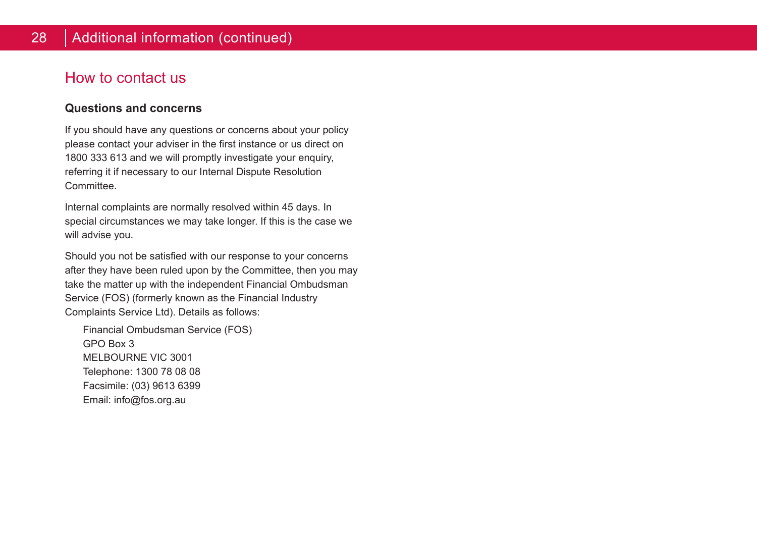## How to contact us

### Questions and concerns

If you should have any questions or concerns about your policy please contact your adviser in the first instance or us direct on 1800 333 613 and we will promptly investigate your enquiry, referring it if necessary to our Internal Dispute Resolution Committee.

Internal complaints are normally resolved within 45 days. In special circumstances we may take longer. If this is the case we will advise you.

Should you not be satisfied with our response to your concerns after they have been ruled upon by the Committee, then you may take the matter up with the independent Financial Ombudsman Service (FOS) (formerly known as the Financial Industry Complaints Service Ltd). Details as follows:

Financial Ombudsman Service (FOS)
GPO Box 3
MELBOURNE VIC 3001
Telephone: 1300 78 08 08
Facsimile: (03) 9613 6399
Email: info@fos.org.au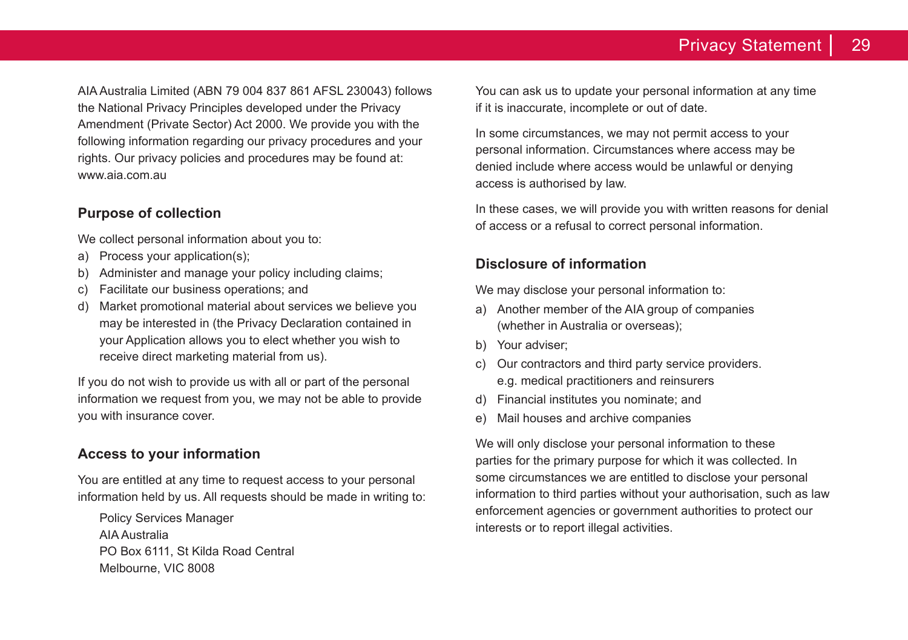AIA Australia Limited (ABN 79 004 837 861 AFSL 230043) follows the National Privacy Principles developed under the Privacy Amendment (Private Sector) Act 2000. We provide you with the following information regarding our privacy procedures and your rights. Our privacy policies and procedures may be found at: www.aia.com.au

## Purpose of collection

We collect personal information about you to:

a) Process your application(s);
b) Administer and manage your policy including claims;
c) Facilitate our business operations; and
d) Market promotional material about services we believe you may be interested in (the Privacy Declaration contained in your Application allows you to elect whether you wish to receive direct marketing material from us).

If you do not wish to provide us with all or part of the personal information we request from you, we may not be able to provide you with insurance cover.

## Access to your information

You are entitled at any time to request access to your personal information held by us. All requests should be made in writing to:

Policy Services Manager
AIA Australia
PO Box 6111, St Kilda Road Central
Melbourne, VIC 8008

You can ask us to update your personal information at any time if it is inaccurate, incomplete or out of date.

In some circumstances, we may not permit access to your personal information. Circumstances where access may be denied include where access would be unlawful or denying access is authorised by law.

In these cases, we will provide you with written reasons for denial of access or a refusal to correct personal information.

## Disclosure of information

We may disclose your personal information to:

a) Another member of the AIA group of companies (whether in Australia or overseas);
b) Your adviser;
c) Our contractors and third party service providers. e.g. medical practitioners and reinsurers
d) Financial institutes you nominate; and
e) Mail houses and archive companies

We will only disclose your personal information to these parties for the primary purpose for which it was collected. In some circumstances we are entitled to disclose your personal information to third parties without your authorisation, such as law enforcement agencies or government authorities to protect our interests or to report illegal activities.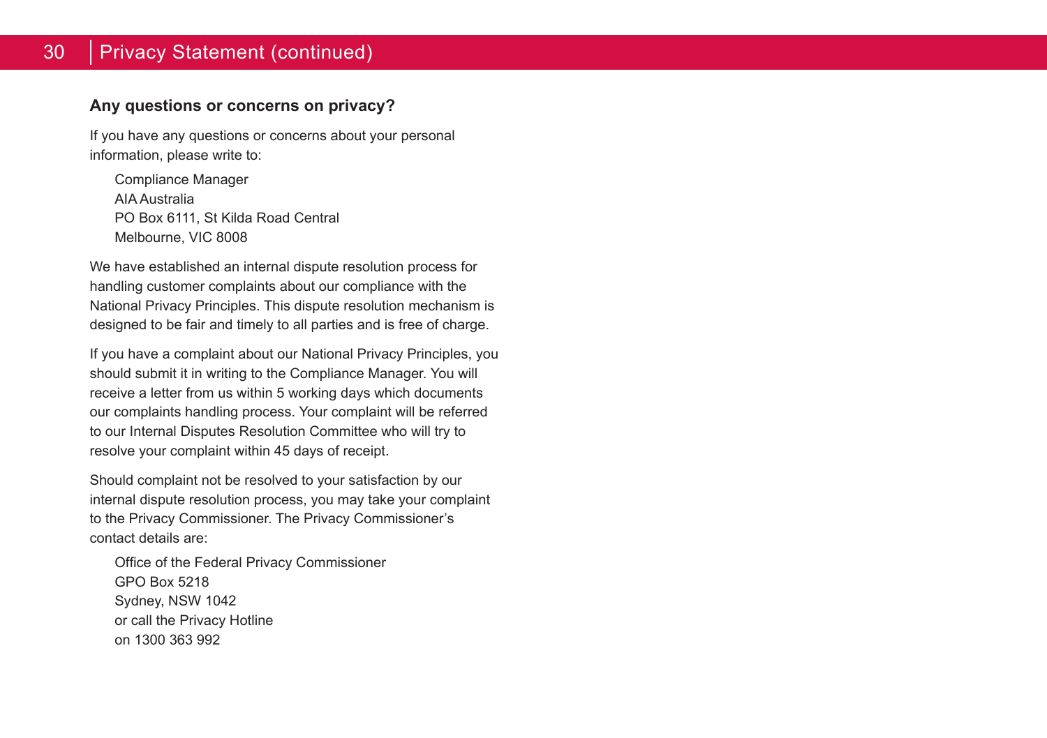### Any questions or concerns on privacy?

If you have any questions or concerns about your personal information, please write to:

Compliance Manager  
AIA Australia  
PO Box 6111, St Kilda Road Central  
Melbourne, VIC 8008

We have established an internal dispute resolution process for handling customer complaints about our compliance with the National Privacy Principles. This dispute resolution mechanism is designed to be fair and timely to all parties and is free of charge.

If you have a complaint about our National Privacy Principles, you should submit it in writing to the Compliance Manager. You will receive a letter from us within 5 working days which documents our complaints handling process. Your complaint will be referred to our Internal Disputes Resolution Committee who will try to resolve your complaint within 45 days of receipt.

Should complaint not be resolved to your satisfaction by our internal dispute resolution process, you may take your complaint to the Privacy Commissioner. The Privacy Commissioner's contact details are:

Office of the Federal Privacy Commissioner  
GPO Box 5218  
Sydney, NSW 1042  
or call the Privacy Hotline  
on 1300 363 992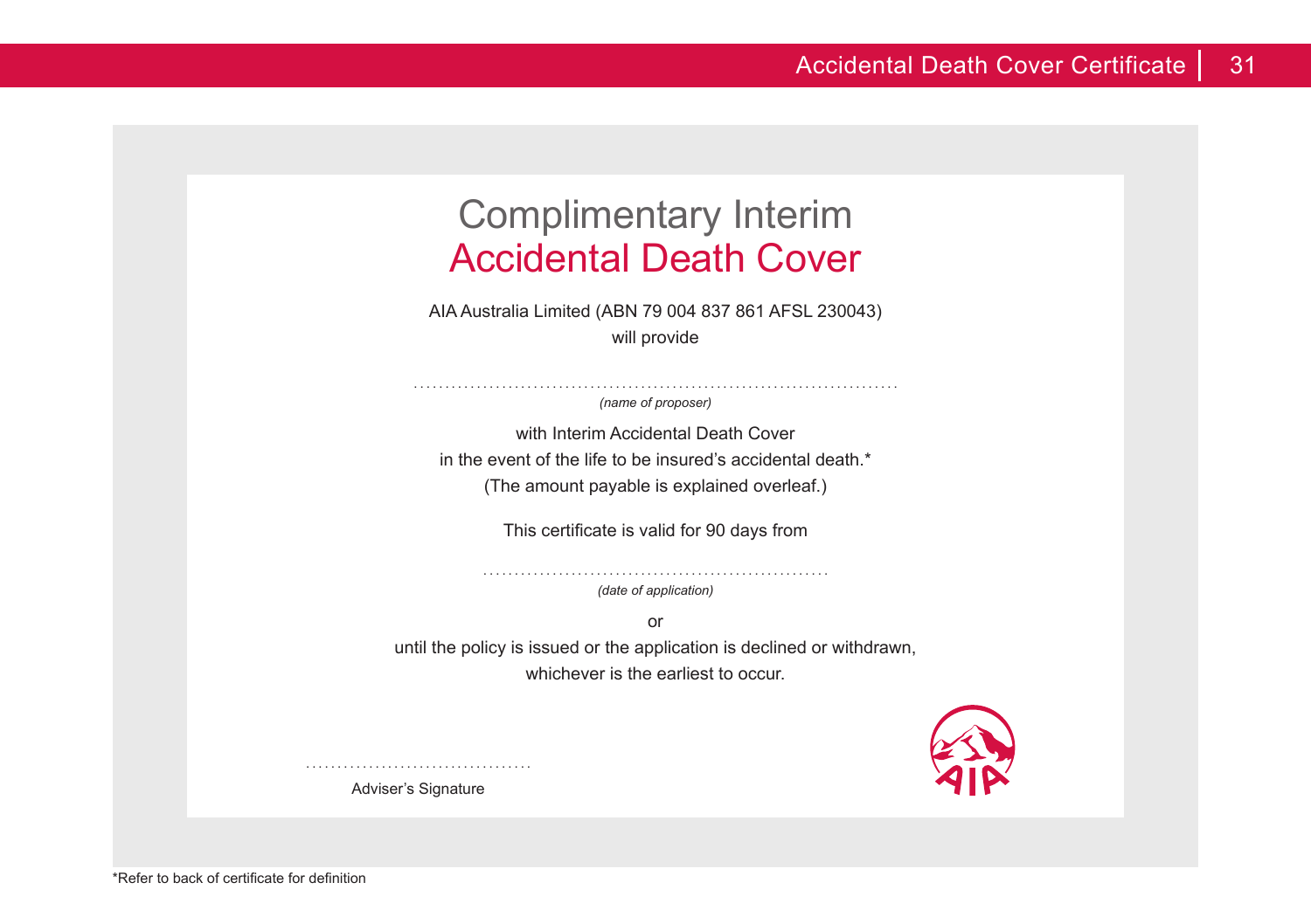# Complimentary Interim
# Accidental Death Cover

AIA Australia Limited (ABN 79 004 837 861 AFSL 230043)
will provide

.............................................................................
*(name of proposer)*

with Interim Accidental Death Cover
in the event of the life to be insured's accidental death.*
(The amount payable is explained overleaf.)

This certificate is valid for 90 days from

.......................................................
*(date of application)*

or

until the policy is issued or the application is declined or withdrawn,
whichever is the earliest to occur.

....................................
Adviser's Signature

*Refer to back of certificate for definition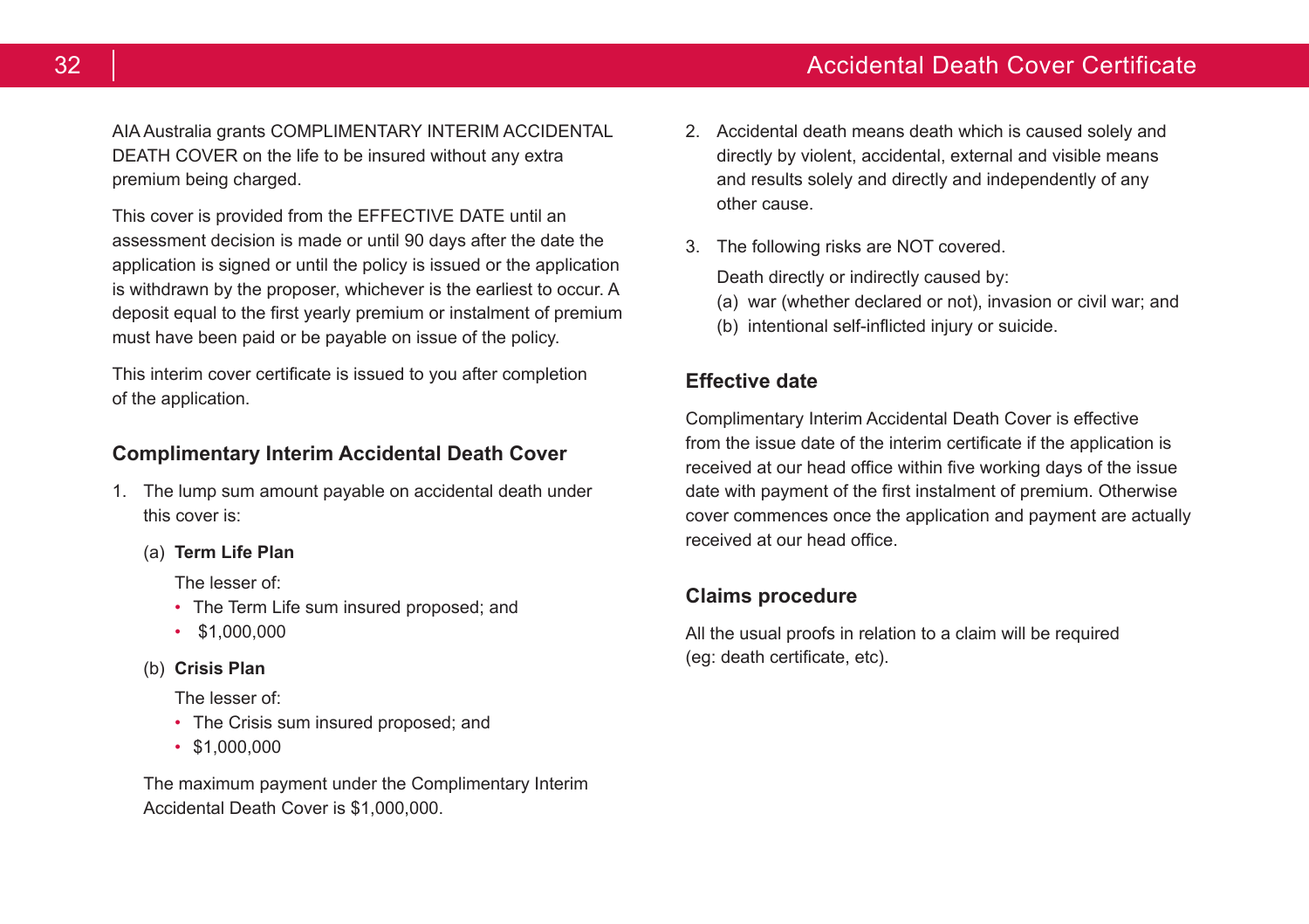AIA Australia grants COMPLIMENTARY INTERIM ACCIDENTAL DEATH COVER on the life to be insured without any extra premium being charged.

This cover is provided from the EFFECTIVE DATE until an assessment decision is made or until 90 days after the date the application is signed or until the policy is issued or the application is withdrawn by the proposer, whichever is the earliest to occur. A deposit equal to the first yearly premium or instalment of premium must have been paid or be payable on issue of the policy.

This interim cover certificate is issued to you after completion of the application.

## Complimentary Interim Accidental Death Cover

1. The lump sum amount payable on accidental death under this cover is:

   (a) **Term Life Plan**

   The lesser of:
   - The Term Life sum insured proposed; and
   - $1,000,000

   (b) **Crisis Plan**

   The lesser of:
   - The Crisis sum insured proposed; and
   - $1,000,000

   The maximum payment under the Complimentary Interim Accidental Death Cover is $1,000,000.

2. Accidental death means death which is caused solely and directly by violent, accidental, external and visible means and results solely and directly and independently of any other cause.

3. The following risks are NOT covered.

   Death directly or indirectly caused by:

   (a) war (whether declared or not), invasion or civil war; and

   (b) intentional self-inflicted injury or suicide.

## Effective date

Complimentary Interim Accidental Death Cover is effective from the issue date of the interim certificate if the application is received at our head office within five working days of the issue date with payment of the first instalment of premium. Otherwise cover commences once the application and payment are actually received at our head office.

## Claims procedure

All the usual proofs in relation to a claim will be required (eg: death certificate, etc).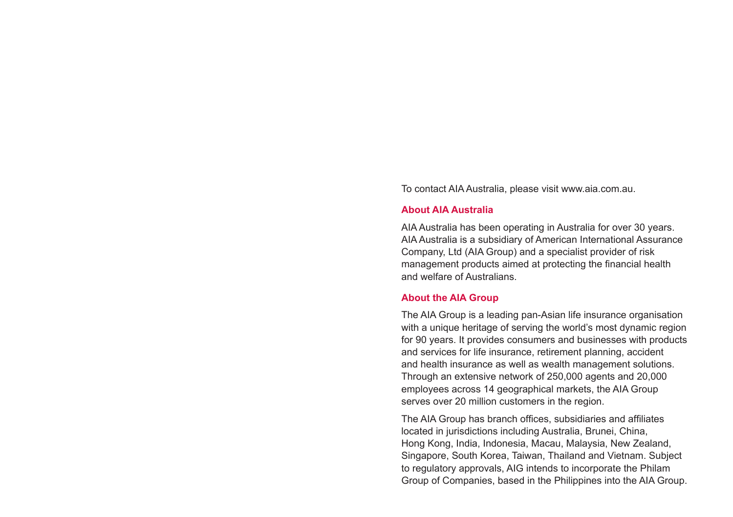To contact AIA Australia, please visit www.aia.com.au.

## About AIA Australia

AIA Australia has been operating in Australia for over 30 years. AIA Australia is a subsidiary of American International Assurance Company, Ltd (AIA Group) and a specialist provider of risk management products aimed at protecting the financial health and welfare of Australians.

## About the AIA Group

The AIA Group is a leading pan-Asian life insurance organisation with a unique heritage of serving the world's most dynamic region for 90 years. It provides consumers and businesses with products and services for life insurance, retirement planning, accident and health insurance as well as wealth management solutions. Through an extensive network of 250,000 agents and 20,000 employees across 14 geographical markets, the AIA Group serves over 20 million customers in the region.

The AIA Group has branch offices, subsidiaries and affiliates located in jurisdictions including Australia, Brunei, China, Hong Kong, India, Indonesia, Macau, Malaysia, New Zealand, Singapore, South Korea, Taiwan, Thailand and Vietnam. Subject to regulatory approvals, AIG intends to incorporate the Philam Group of Companies, based in the Philippines into the AIA Group.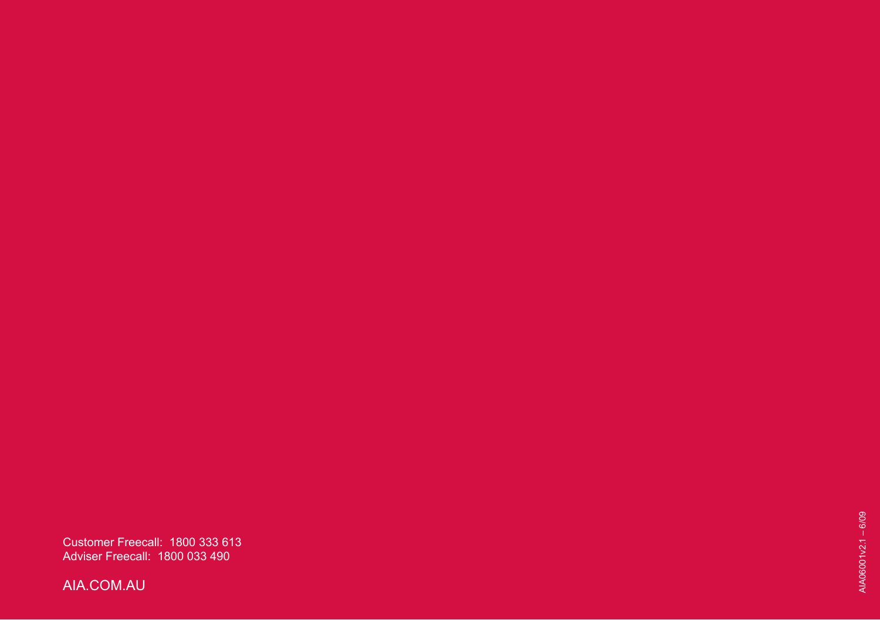Customer Freecall: 1800 333 613
Adviser Freecall: 1800 033 490

AIA.COM.AU

AIA06001v2.1 – 6/09